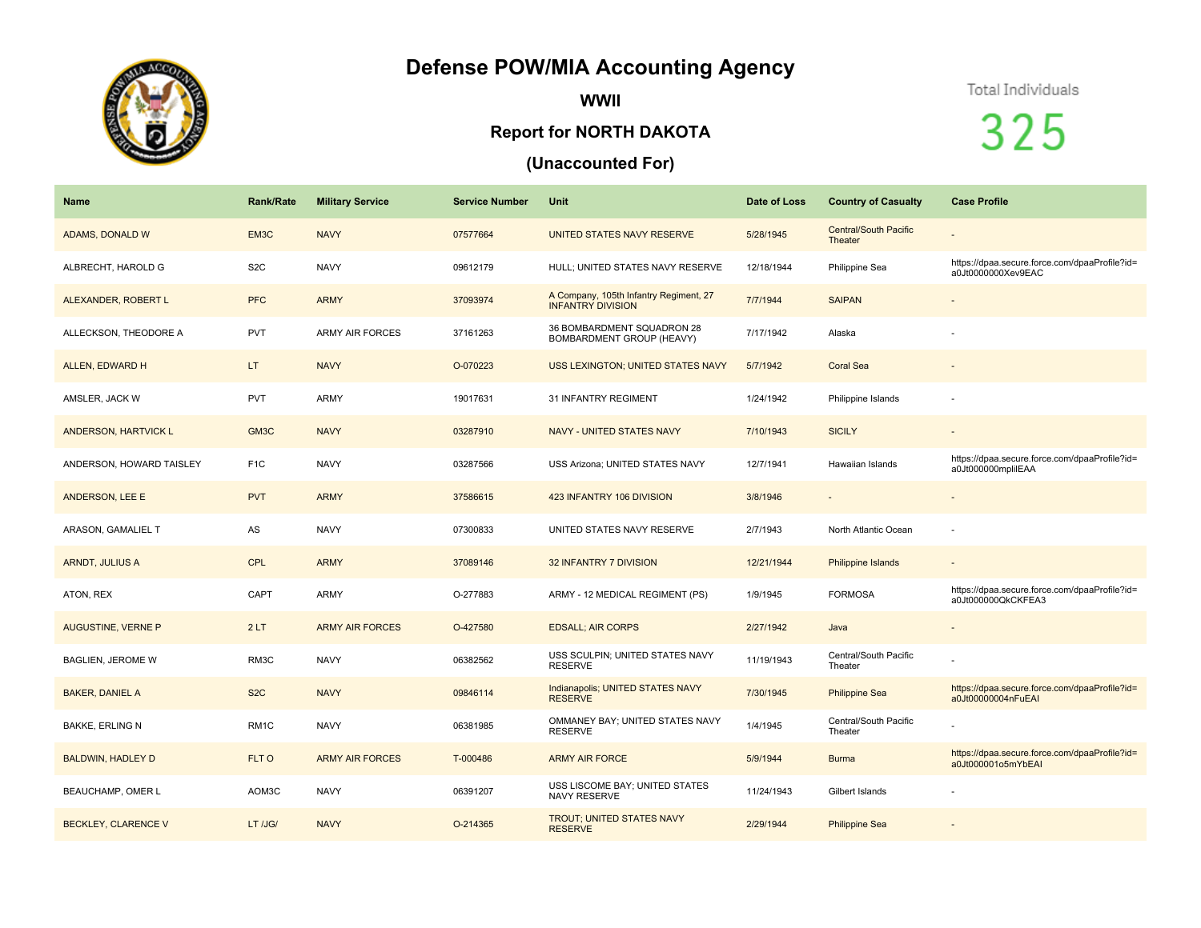# Defense POW/MIA Accounting Agency

## WWII

## Report for NORTH DAKOTA

## (Unaccounted For)

Total Individuals

325

| Name | Rank/Rate | Military Service | Service Number | Unit | Date of Loss | Country of Casualty | Case Profile |
|---|---|---|---|---|---|---|---|
| ADAMS, DONALD W | EM3C | NAVY | 07577664 | UNITED STATES NAVY RESERVE | 5/28/1945 | Central/South Pacific Theater | - |
| ALBRECHT, HAROLD G | S2C | NAVY | 09612179 | HULL; UNITED STATES NAVY RESERVE | 12/18/1944 | Philippine Sea | https://dpaa.secure.force.com/dpaaProfile?id=a0Jt0000000Xev9EAC |
| ALEXANDER, ROBERT L | PFC | ARMY | 37093974 | A Company, 105th Infantry Regiment, 27 INFANTRY DIVISION | 7/7/1944 | SAIPAN | - |
| ALLECKSON, THEODORE A | PVT | ARMY AIR FORCES | 37161263 | 36 BOMBARDMENT SQUADRON 28 BOMBARDMENT GROUP (HEAVY) | 7/17/1942 | Alaska | - |
| ALLEN, EDWARD H | LT | NAVY | O-070223 | USS LEXINGTON; UNITED STATES NAVY | 5/7/1942 | Coral Sea | - |
| AMSLER, JACK W | PVT | ARMY | 19017631 | 31 INFANTRY REGIMENT | 1/24/1942 | Philippine Islands | - |
| ANDERSON, HARTVICK L | GM3C | NAVY | 03287910 | NAVY - UNITED STATES NAVY | 7/10/1943 | SICILY | - |
| ANDERSON, HOWARD TAISLEY | F1C | NAVY | 03287566 | USS Arizona; UNITED STATES NAVY | 12/7/1941 | Hawaiian Islands | https://dpaa.secure.force.com/dpaaProfile?id=a0Jt000000mplilEAA |
| ANDERSON, LEE E | PVT | ARMY | 37586615 | 423 INFANTRY 106 DIVISION | 3/8/1946 | - | - |
| ARASON, GAMALIEL T | AS | NAVY | 07300833 | UNITED STATES NAVY RESERVE | 2/7/1943 | North Atlantic Ocean | - |
| ARNDT, JULIUS A | CPL | ARMY | 37089146 | 32 INFANTRY 7 DIVISION | 12/21/1944 | Philippine Islands | - |
| ATON, REX | CAPT | ARMY | O-277883 | ARMY - 12 MEDICAL REGIMENT (PS) | 1/9/1945 | FORMOSA | https://dpaa.secure.force.com/dpaaProfile?id=a0Jt000000QkCKFEA3 |
| AUGUSTINE, VERNE P | 2 LT | ARMY AIR FORCES | O-427580 | EDSALL; AIR CORPS | 2/27/1942 | Java | - |
| BAGLIEN, JEROME W | RM3C | NAVY | 06382562 | USS SCULPIN; UNITED STATES NAVY RESERVE | 11/19/1943 | Central/South Pacific Theater | - |
| BAKER, DANIEL A | S2C | NAVY | 09846114 | Indianapolis; UNITED STATES NAVY RESERVE | 7/30/1945 | Philippine Sea | https://dpaa.secure.force.com/dpaaProfile?id=a0Jt00000004nFuEAI |
| BAKKE, ERLING N | RM1C | NAVY | 06381985 | OMMANEY BAY; UNITED STATES NAVY RESERVE | 1/4/1945 | Central/South Pacific Theater | - |
| BALDWIN, HADLEY D | FLT O | ARMY AIR FORCES | T-000486 | ARMY AIR FORCE | 5/9/1944 | Burma | https://dpaa.secure.force.com/dpaaProfile?id=a0Jt000001o5mYbEAI |
| BEAUCHAMP, OMER L | AOM3C | NAVY | 06391207 | USS LISCOME BAY; UNITED STATES NAVY RESERVE | 11/24/1943 | Gilbert Islands | - |
| BECKLEY, CLARENCE V | LT /JG/ | NAVY | O-214365 | TROUT; UNITED STATES NAVY RESERVE | 2/29/1944 | Philippine Sea | - |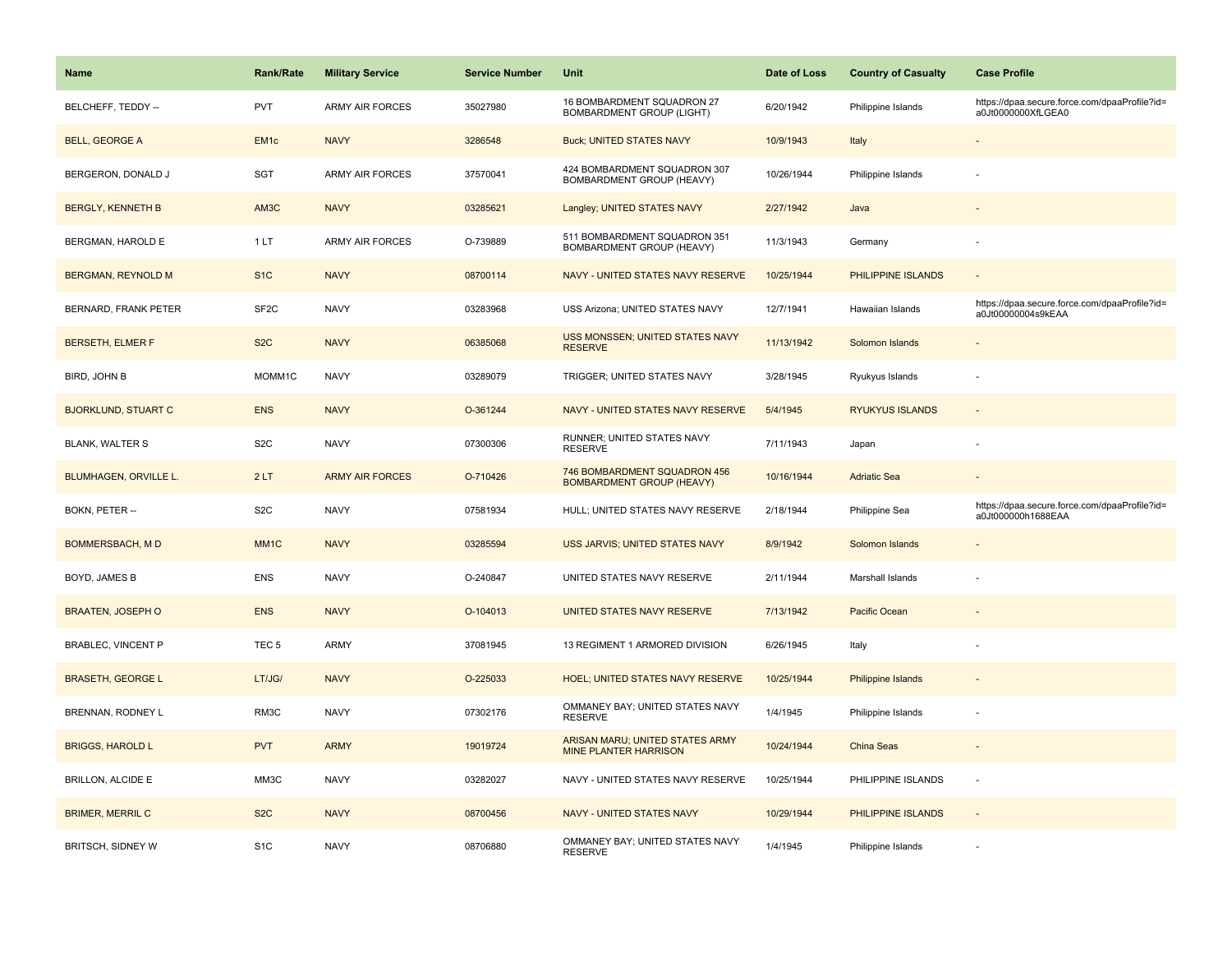| Name | Rank/Rate | Military Service | Service Number | Unit | Date of Loss | Country of Casualty | Case Profile |
|---|---|---|---|---|---|---|---|
| BELCHEFF, TEDDY -- | PVT | ARMY AIR FORCES | 35027980 | 16 BOMBARDMENT SQUADRON 27 BOMBARDMENT GROUP (LIGHT) | 6/20/1942 | Philippine Islands | https://dpaa.secure.force.com/dpaaProfile?id=a0Jt0000000XfLGEA0 |
| BELL, GEORGE A | EM1c | NAVY | 3286548 | Buck; UNITED STATES NAVY | 10/9/1943 | Italy | - |
| BERGERON, DONALD J | SGT | ARMY AIR FORCES | 37570041 | 424 BOMBARDMENT SQUADRON 307 BOMBARDMENT GROUP (HEAVY) | 10/26/1944 | Philippine Islands | - |
| BERGLY, KENNETH B | AM3C | NAVY | 03285621 | Langley; UNITED STATES NAVY | 2/27/1942 | Java | - |
| BERGMAN, HAROLD E | 1 LT | ARMY AIR FORCES | O-739889 | 511 BOMBARDMENT SQUADRON 351 BOMBARDMENT GROUP (HEAVY) | 11/3/1943 | Germany | - |
| BERGMAN, REYNOLD M | S1C | NAVY | 08700114 | NAVY - UNITED STATES NAVY RESERVE | 10/25/1944 | PHILIPPINE ISLANDS | - |
| BERNARD, FRANK PETER | SF2C | NAVY | 03283968 | USS Arizona; UNITED STATES NAVY | 12/7/1941 | Hawaiian Islands | https://dpaa.secure.force.com/dpaaProfile?id=a0Jt00000004s9kEAA |
| BERSETH, ELMER F | S2C | NAVY | 06385068 | USS MONSSEN; UNITED STATES NAVY RESERVE | 11/13/1942 | Solomon Islands | - |
| BIRD, JOHN B | MOMM1C | NAVY | 03289079 | TRIGGER; UNITED STATES NAVY | 3/28/1945 | Ryukyus Islands | - |
| BJORKLUND, STUART C | ENS | NAVY | O-361244 | NAVY - UNITED STATES NAVY RESERVE | 5/4/1945 | RYUKYUS ISLANDS | - |
| BLANK, WALTER S | S2C | NAVY | 07300306 | RUNNER; UNITED STATES NAVY RESERVE | 7/11/1943 | Japan | - |
| BLUMHAGEN, ORVILLE L. | 2 LT | ARMY AIR FORCES | O-710426 | 746 BOMBARDMENT SQUADRON 456 BOMBARDMENT GROUP (HEAVY) | 10/16/1944 | Adriatic Sea | - |
| BOKN, PETER -- | S2C | NAVY | 07581934 | HULL; UNITED STATES NAVY RESERVE | 2/18/1944 | Philippine Sea | https://dpaa.secure.force.com/dpaaProfile?id=a0Jt000000h1688EAA |
| BOMMERSBACH, M D | MM1C | NAVY | 03285594 | USS JARVIS; UNITED STATES NAVY | 8/9/1942 | Solomon Islands | - |
| BOYD, JAMES B | ENS | NAVY | O-240847 | UNITED STATES NAVY RESERVE | 2/11/1944 | Marshall Islands | - |
| BRAATEN, JOSEPH O | ENS | NAVY | O-104013 | UNITED STATES NAVY RESERVE | 7/13/1942 | Pacific Ocean | - |
| BRABLEC, VINCENT P | TEC 5 | ARMY | 37081945 | 13 REGIMENT 1 ARMORED DIVISION | 6/26/1945 | Italy | - |
| BRASETH, GEORGE L | LT/JG/ | NAVY | O-225033 | HOEL; UNITED STATES NAVY RESERVE | 10/25/1944 | Philippine Islands | - |
| BRENNAN, RODNEY L | RM3C | NAVY | 07302176 | OMMANEY BAY; UNITED STATES NAVY RESERVE | 1/4/1945 | Philippine Islands | - |
| BRIGGS, HAROLD L | PVT | ARMY | 19019724 | ARISAN MARU; UNITED STATES ARMY MINE PLANTER HARRISON | 10/24/1944 | China Seas | - |
| BRILLON, ALCIDE E | MM3C | NAVY | 03282027 | NAVY - UNITED STATES NAVY RESERVE | 10/25/1944 | PHILIPPINE ISLANDS | - |
| BRIMER, MERRIL C | S2C | NAVY | 08700456 | NAVY - UNITED STATES NAVY | 10/29/1944 | PHILIPPINE ISLANDS | - |
| BRITSCH, SIDNEY W | S1C | NAVY | 08706880 | OMMANEY BAY; UNITED STATES NAVY RESERVE | 1/4/1945 | Philippine Islands | - |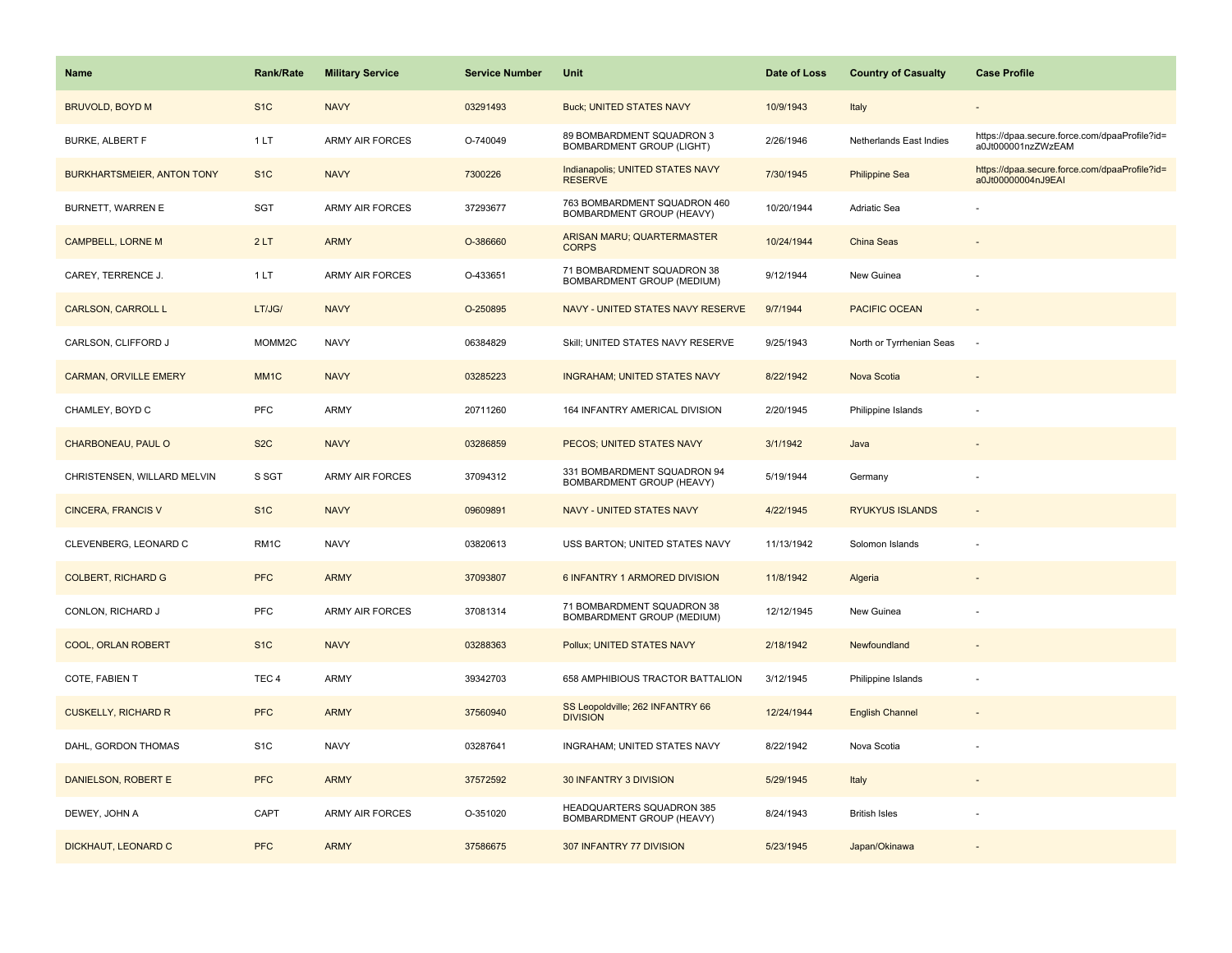| Name | Rank/Rate | Military Service | Service Number | Unit | Date of Loss | Country of Casualty | Case Profile |
|---|---|---|---|---|---|---|---|
| BRUVOLD, BOYD M | S1C | NAVY | 03291493 | Buck; UNITED STATES NAVY | 10/9/1943 | Italy | - |
| BURKE, ALBERT F | 1 LT | ARMY AIR FORCES | O-740049 | 89 BOMBARDMENT SQUADRON 3 BOMBARDMENT GROUP (LIGHT) | 2/26/1946 | Netherlands East Indies | https://dpaa.secure.force.com/dpaaProfile?id=a0Jt000001nzZWzEAM |
| BURKHARTSMEIER, ANTON TONY | S1C | NAVY | 7300226 | Indianapolis; UNITED STATES NAVY RESERVE | 7/30/1945 | Philippine Sea | https://dpaa.secure.force.com/dpaaProfile?id=a0Jt00000004nJ9EAI |
| BURNETT, WARREN E | SGT | ARMY AIR FORCES | 37293677 | 763 BOMBARDMENT SQUADRON 460 BOMBARDMENT GROUP (HEAVY) | 10/20/1944 | Adriatic Sea | - |
| CAMPBELL, LORNE M | 2 LT | ARMY | O-386660 | ARISAN MARU; QUARTERMASTER CORPS | 10/24/1944 | China Seas | - |
| CAREY, TERRENCE J. | 1 LT | ARMY AIR FORCES | O-433651 | 71 BOMBARDMENT SQUADRON 38 BOMBARDMENT GROUP (MEDIUM) | 9/12/1944 | New Guinea | - |
| CARLSON, CARROLL L | LT/JG/ | NAVY | O-250895 | NAVY - UNITED STATES NAVY RESERVE | 9/7/1944 | PACIFIC OCEAN | - |
| CARLSON, CLIFFORD J | MOMM2C | NAVY | 06384829 | Skill; UNITED STATES NAVY RESERVE | 9/25/1943 | North or Tyrrhenian Seas | - |
| CARMAN, ORVILLE EMERY | MM1C | NAVY | 03285223 | INGRAHAM; UNITED STATES NAVY | 8/22/1942 | Nova Scotia | - |
| CHAMLEY, BOYD C | PFC | ARMY | 20711260 | 164 INFANTRY AMERICAL DIVISION | 2/20/1945 | Philippine Islands | - |
| CHARBONEAU, PAUL O | S2C | NAVY | 03286859 | PECOS; UNITED STATES NAVY | 3/1/1942 | Java | - |
| CHRISTENSEN, WILLARD MELVIN | S SGT | ARMY AIR FORCES | 37094312 | 331 BOMBARDMENT SQUADRON 94 BOMBARDMENT GROUP (HEAVY) | 5/19/1944 | Germany | - |
| CINCERA, FRANCIS V | S1C | NAVY | 09609891 | NAVY - UNITED STATES NAVY | 4/22/1945 | RYUKYUS ISLANDS | - |
| CLEVENBERG, LEONARD C | RM1C | NAVY | 03820613 | USS BARTON; UNITED STATES NAVY | 11/13/1942 | Solomon Islands | - |
| COLBERT, RICHARD G | PFC | ARMY | 37093807 | 6 INFANTRY 1 ARMORED DIVISION | 11/8/1942 | Algeria | - |
| CONLON, RICHARD J | PFC | ARMY AIR FORCES | 37081314 | 71 BOMBARDMENT SQUADRON 38 BOMBARDMENT GROUP (MEDIUM) | 12/12/1945 | New Guinea | - |
| COOL, ORLAN ROBERT | S1C | NAVY | 03288363 | Pollux; UNITED STATES NAVY | 2/18/1942 | Newfoundland | - |
| COTE, FABIEN T | TEC 4 | ARMY | 39342703 | 658 AMPHIBIOUS TRACTOR BATTALION | 3/12/1945 | Philippine Islands | - |
| CUSKELLY, RICHARD R | PFC | ARMY | 37560940 | SS Leopoldville; 262 INFANTRY 66 DIVISION | 12/24/1944 | English Channel | - |
| DAHL, GORDON THOMAS | S1C | NAVY | 03287641 | INGRAHAM; UNITED STATES NAVY | 8/22/1942 | Nova Scotia | - |
| DANIELSON, ROBERT E | PFC | ARMY | 37572592 | 30 INFANTRY 3 DIVISION | 5/29/1945 | Italy | - |
| DEWEY, JOHN A | CAPT | ARMY AIR FORCES | O-351020 | HEADQUARTERS SQUADRON 385 BOMBARDMENT GROUP (HEAVY) | 8/24/1943 | British Isles | - |
| DICKHAUT, LEONARD C | PFC | ARMY | 37586675 | 307 INFANTRY 77 DIVISION | 5/23/1945 | Japan/Okinawa | - |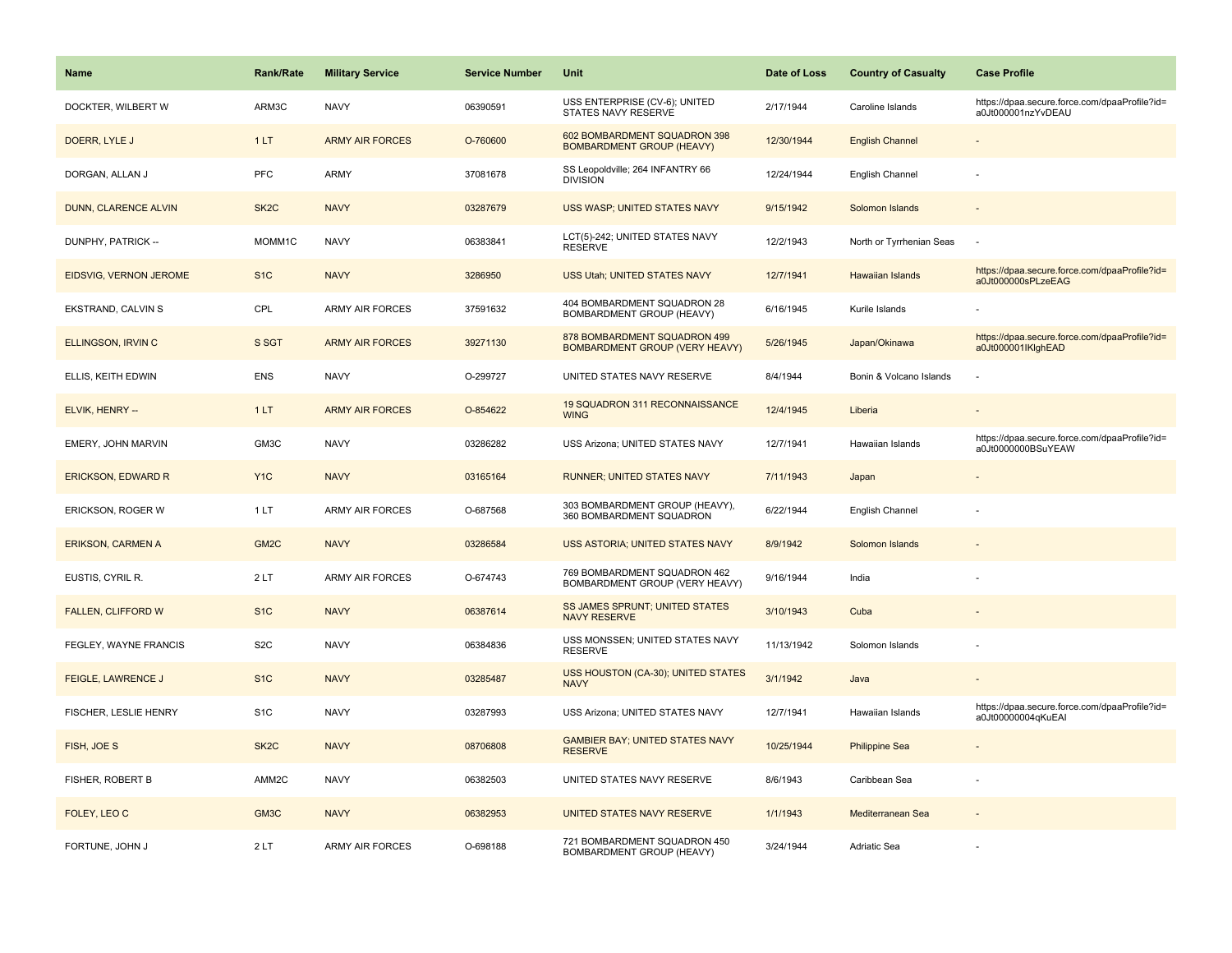| Name | Rank/Rate | Military Service | Service Number | Unit | Date of Loss | Country of Casualty | Case Profile |
|---|---|---|---|---|---|---|---|
| DOCKTER, WILBERT W | ARM3C | NAVY | 06390591 | USS ENTERPRISE (CV-6); UNITED STATES NAVY RESERVE | 2/17/1944 | Caroline Islands | https://dpaa.secure.force.com/dpaaProfile?id=a0Jt000001nzYvDEAU |
| DOERR, LYLE J | 1 LT | ARMY AIR FORCES | O-760600 | 602 BOMBARDMENT SQUADRON 398 BOMBARDMENT GROUP (HEAVY) | 12/30/1944 | English Channel | - |
| DORGAN, ALLAN J | PFC | ARMY | 37081678 | SS Leopoldville; 264 INFANTRY 66 DIVISION | 12/24/1944 | English Channel | - |
| DUNN, CLARENCE ALVIN | SK2C | NAVY | 03287679 | USS WASP; UNITED STATES NAVY | 9/15/1942 | Solomon Islands | - |
| DUNPHY, PATRICK -- | MOMM1C | NAVY | 06383841 | LCT(5)-242; UNITED STATES NAVY RESERVE | 12/2/1943 | North or Tyrrhenian Seas | - |
| EIDSVIG, VERNON JEROME | S1C | NAVY | 3286950 | USS Utah; UNITED STATES NAVY | 12/7/1941 | Hawaiian Islands | https://dpaa.secure.force.com/dpaaProfile?id=a0Jt000000sPLzeEAG |
| EKSTRAND, CALVIN S | CPL | ARMY AIR FORCES | 37591632 | 404 BOMBARDMENT SQUADRON 28 BOMBARDMENT GROUP (HEAVY) | 6/16/1945 | Kurile Islands | - |
| ELLINGSON, IRVIN C | S SGT | ARMY AIR FORCES | 39271130 | 878 BOMBARDMENT SQUADRON 499 BOMBARDMENT GROUP (VERY HEAVY) | 5/26/1945 | Japan/Okinawa | https://dpaa.secure.force.com/dpaaProfile?id=a0Jt000001IKlghEAD |
| ELLIS, KEITH EDWIN | ENS | NAVY | O-299727 | UNITED STATES NAVY RESERVE | 8/4/1944 | Bonin & Volcano Islands | - |
| ELVIK, HENRY -- | 1 LT | ARMY AIR FORCES | O-854622 | 19 SQUADRON 311 RECONNAISSANCE WING | 12/4/1945 | Liberia | - |
| EMERY, JOHN MARVIN | GM3C | NAVY | 03286282 | USS Arizona; UNITED STATES NAVY | 12/7/1941 | Hawaiian Islands | https://dpaa.secure.force.com/dpaaProfile?id=a0Jt0000000BSuYEAW |
| ERICKSON, EDWARD R | Y1C | NAVY | 03165164 | RUNNER; UNITED STATES NAVY | 7/11/1943 | Japan | - |
| ERICKSON, ROGER W | 1 LT | ARMY AIR FORCES | O-687568 | 303 BOMBARDMENT GROUP (HEAVY), 360 BOMBARDMENT SQUADRON | 6/22/1944 | English Channel | - |
| ERIKSON, CARMEN A | GM2C | NAVY | 03286584 | USS ASTORIA; UNITED STATES NAVY | 8/9/1942 | Solomon Islands | - |
| EUSTIS, CYRIL R. | 2 LT | ARMY AIR FORCES | O-674743 | 769 BOMBARDMENT SQUADRON 462 BOMBARDMENT GROUP (VERY HEAVY) | 9/16/1944 | India | - |
| FALLEN, CLIFFORD W | S1C | NAVY | 06387614 | SS JAMES SPRUNT; UNITED STATES NAVY RESERVE | 3/10/1943 | Cuba | - |
| FEGLEY, WAYNE FRANCIS | S2C | NAVY | 06384836 | USS MONSSEN; UNITED STATES NAVY RESERVE | 11/13/1942 | Solomon Islands | - |
| FEIGLE, LAWRENCE J | S1C | NAVY | 03285487 | USS HOUSTON (CA-30); UNITED STATES NAVY | 3/1/1942 | Java | - |
| FISCHER, LESLIE HENRY | S1C | NAVY | 03287993 | USS Arizona; UNITED STATES NAVY | 12/7/1941 | Hawaiian Islands | https://dpaa.secure.force.com/dpaaProfile?id=a0Jt00000004qKuEAI |
| FISH, JOE S | SK2C | NAVY | 08706808 | GAMBIER BAY; UNITED STATES NAVY RESERVE | 10/25/1944 | Philippine Sea | - |
| FISHER, ROBERT B | AMM2C | NAVY | 06382503 | UNITED STATES NAVY RESERVE | 8/6/1943 | Caribbean Sea | - |
| FOLEY, LEO C | GM3C | NAVY | 06382953 | UNITED STATES NAVY RESERVE | 1/1/1943 | Mediterranean Sea | - |
| FORTUNE, JOHN J | 2 LT | ARMY AIR FORCES | O-698188 | 721 BOMBARDMENT SQUADRON 450 BOMBARDMENT GROUP (HEAVY) | 3/24/1944 | Adriatic Sea | - |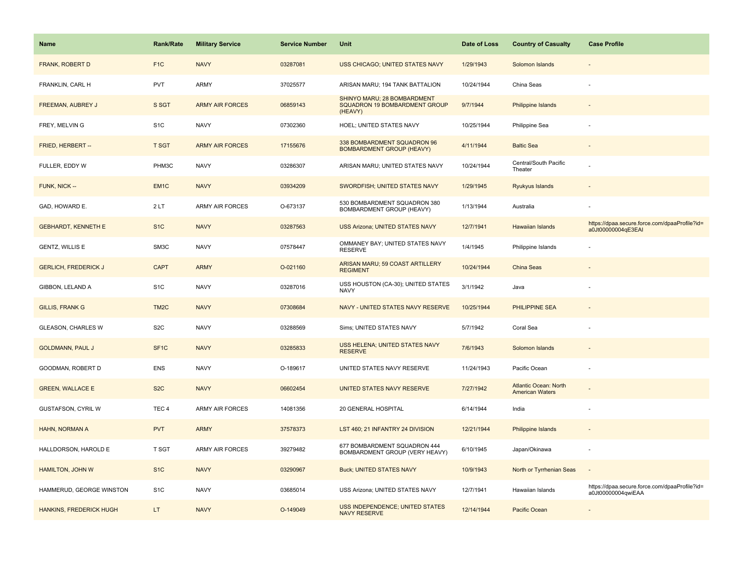| Name | Rank/Rate | Military Service | Service Number | Unit | Date of Loss | Country of Casualty | Case Profile |
|---|---|---|---|---|---|---|---|
| FRANK, ROBERT D | F1C | NAVY | 03287081 | USS CHICAGO; UNITED STATES NAVY | 1/29/1943 | Solomon Islands | - |
| FRANKLIN, CARL H | PVT | ARMY | 37025577 | ARISAN MARU; 194 TANK BATTALION | 10/24/1944 | China Seas | - |
| FREEMAN, AUBREY J | S SGT | ARMY AIR FORCES | 06859143 | SHINYO MARU; 28 BOMBARDMENT SQUADRON 19 BOMBARDMENT GROUP (HEAVY) | 9/7/1944 | Philippine Islands | - |
| FREY, MELVIN G | S1C | NAVY | 07302360 | HOEL; UNITED STATES NAVY | 10/25/1944 | Philippine Sea | - |
| FRIED, HERBERT -- | T SGT | ARMY AIR FORCES | 17155676 | 338 BOMBARDMENT SQUADRON 96 BOMBARDMENT GROUP (HEAVY) | 4/11/1944 | Baltic Sea | - |
| FULLER, EDDY W | PHM3C | NAVY | 03286307 | ARISAN MARU; UNITED STATES NAVY | 10/24/1944 | Central/South Pacific Theater | - |
| FUNK, NICK -- | EM1C | NAVY | 03934209 | SWORDFISH; UNITED STATES NAVY | 1/29/1945 | Ryukyus Islands | - |
| GAD, HOWARD E. | 2 LT | ARMY AIR FORCES | O-673137 | 530 BOMBARDMENT SQUADRON 380 BOMBARDMENT GROUP (HEAVY) | 1/13/1944 | Australia | - |
| GEBHARDT, KENNETH E | S1C | NAVY | 03287563 | USS Arizona; UNITED STATES NAVY | 12/7/1941 | Hawaiian Islands | https://dpaa.secure.force.com/dpaaProfile?id=a0Jt00000004qE3EAI |
| GENTZ, WILLIS E | SM3C | NAVY | 07578447 | OMMANEY BAY; UNITED STATES NAVY RESERVE | 1/4/1945 | Philippine Islands | - |
| GERLICH, FREDERICK J | CAPT | ARMY | O-021160 | ARISAN MARU; 59 COAST ARTILLERY REGIMENT | 10/24/1944 | China Seas | - |
| GIBBON, LELAND A | S1C | NAVY | 03287016 | USS HOUSTON (CA-30); UNITED STATES NAVY | 3/1/1942 | Java | - |
| GILLIS, FRANK G | TM2C | NAVY | 07308684 | NAVY - UNITED STATES NAVY RESERVE | 10/25/1944 | PHILIPPINE SEA | - |
| GLEASON, CHARLES W | S2C | NAVY | 03288569 | Sims; UNITED STATES NAVY | 5/7/1942 | Coral Sea | - |
| GOLDMANN, PAUL J | SF1C | NAVY | 03285833 | USS HELENA; UNITED STATES NAVY RESERVE | 7/6/1943 | Solomon Islands | - |
| GOODMAN, ROBERT D | ENS | NAVY | O-189617 | UNITED STATES NAVY RESERVE | 11/24/1943 | Pacific Ocean | - |
| GREEN, WALLACE E | S2C | NAVY | 06602454 | UNITED STATES NAVY RESERVE | 7/27/1942 | Atlantic Ocean: North American Waters | - |
| GUSTAFSON, CYRIL W | TEC 4 | ARMY AIR FORCES | 14081356 | 20 GENERAL HOSPITAL | 6/14/1944 | India | - |
| HAHN, NORMAN A | PVT | ARMY | 37578373 | LST 460; 21 INFANTRY 24 DIVISION | 12/21/1944 | Philippine Islands | - |
| HALLDORSON, HAROLD E | T SGT | ARMY AIR FORCES | 39279482 | 677 BOMBARDMENT SQUADRON 444 BOMBARDMENT GROUP (VERY HEAVY) | 6/10/1945 | Japan/Okinawa | - |
| HAMILTON, JOHN W | S1C | NAVY | 03290967 | Buck; UNITED STATES NAVY | 10/9/1943 | North or Tyrrhenian Seas | - |
| HAMMERUD, GEORGE WINSTON | S1C | NAVY | 03685014 | USS Arizona; UNITED STATES NAVY | 12/7/1941 | Hawaiian Islands | https://dpaa.secure.force.com/dpaaProfile?id=a0Jt00000004qwiEAA |
| HANKINS, FREDERICK HUGH | LT | NAVY | O-149049 | USS INDEPENDENCE; UNITED STATES NAVY RESERVE | 12/14/1944 | Pacific Ocean | - |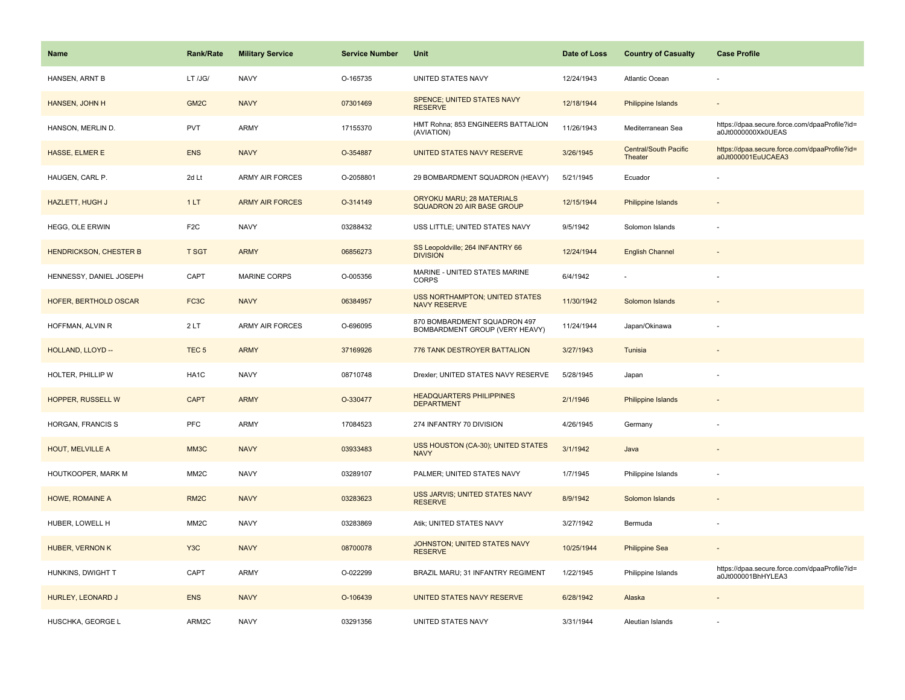| Name | Rank/Rate | Military Service | Service Number | Unit | Date of Loss | Country of Casualty | Case Profile |
|---|---|---|---|---|---|---|---|
| HANSEN, ARNT B | LT /JG/ | NAVY | O-165735 | UNITED STATES NAVY | 12/24/1943 | Atlantic Ocean | - |
| HANSEN, JOHN H | GM2C | NAVY | 07301469 | SPENCE; UNITED STATES NAVY RESERVE | 12/18/1944 | Philippine Islands | - |
| HANSON, MERLIN D. | PVT | ARMY | 17155370 | HMT Rohna; 853 ENGINEERS BATTALION (AVIATION) | 11/26/1943 | Mediterranean Sea | https://dpaa.secure.force.com/dpaaProfile?id=a0Jt0000000Xk0UEAS |
| HASSE, ELMER E | ENS | NAVY | O-354887 | UNITED STATES NAVY RESERVE | 3/26/1945 | Central/South Pacific Theater | https://dpaa.secure.force.com/dpaaProfile?id=a0Jt000001EuUCAEA3 |
| HAUGEN, CARL P. | 2d Lt | ARMY AIR FORCES | O-2058801 | 29 BOMBARDMENT SQUADRON (HEAVY) | 5/21/1945 | Ecuador | - |
| HAZLETT, HUGH J | 1 LT | ARMY AIR FORCES | O-314149 | ORYOKU MARU; 28 MATERIALS SQUADRON 20 AIR BASE GROUP | 12/15/1944 | Philippine Islands | - |
| HEGG, OLE ERWIN | F2C | NAVY | 03288432 | USS LITTLE; UNITED STATES NAVY | 9/5/1942 | Solomon Islands | - |
| HENDRICKSON, CHESTER B | T SGT | ARMY | 06856273 | SS Leopoldville; 264 INFANTRY 66 DIVISION | 12/24/1944 | English Channel | - |
| HENNESSY, DANIEL JOSEPH | CAPT | MARINE CORPS | O-005356 | MARINE - UNITED STATES MARINE CORPS | 6/4/1942 | - | - |
| HOFER, BERTHOLD OSCAR | FC3C | NAVY | 06384957 | USS NORTHAMPTON; UNITED STATES NAVY RESERVE | 11/30/1942 | Solomon Islands | - |
| HOFFMAN, ALVIN R | 2 LT | ARMY AIR FORCES | O-696095 | 870 BOMBARDMENT SQUADRON 497 BOMBARDMENT GROUP (VERY HEAVY) | 11/24/1944 | Japan/Okinawa | - |
| HOLLAND, LLOYD -- | TEC 5 | ARMY | 37169926 | 776 TANK DESTROYER BATTALION | 3/27/1943 | Tunisia | - |
| HOLTER, PHILLIP W | HA1C | NAVY | 08710748 | Drexler; UNITED STATES NAVY RESERVE | 5/28/1945 | Japan | - |
| HOPPER, RUSSELL W | CAPT | ARMY | O-330477 | HEADQUARTERS PHILIPPINES DEPARTMENT | 2/1/1946 | Philippine Islands | - |
| HORGAN, FRANCIS S | PFC | ARMY | 17084523 | 274 INFANTRY 70 DIVISION | 4/26/1945 | Germany | - |
| HOUT, MELVILLE A | MM3C | NAVY | 03933483 | USS HOUSTON (CA-30); UNITED STATES NAVY | 3/1/1942 | Java | - |
| HOUTKOOPER, MARK M | MM2C | NAVY | 03289107 | PALMER; UNITED STATES NAVY | 1/7/1945 | Philippine Islands | - |
| HOWE, ROMAINE A | RM2C | NAVY | 03283623 | USS JARVIS; UNITED STATES NAVY RESERVE | 8/9/1942 | Solomon Islands | - |
| HUBER, LOWELL H | MM2C | NAVY | 03283869 | Atik; UNITED STATES NAVY | 3/27/1942 | Bermuda | - |
| HUBER, VERNON K | Y3C | NAVY | 08700078 | JOHNSTON; UNITED STATES NAVY RESERVE | 10/25/1944 | Philippine Sea | - |
| HUNKINS, DWIGHT T | CAPT | ARMY | O-022299 | BRAZIL MARU; 31 INFANTRY REGIMENT | 1/22/1945 | Philippine Islands | https://dpaa.secure.force.com/dpaaProfile?id=a0Jt000001BhHYLEA3 |
| HURLEY, LEONARD J | ENS | NAVY | O-106439 | UNITED STATES NAVY RESERVE | 6/28/1942 | Alaska | - |
| HUSCHKA, GEORGE L | ARM2C | NAVY | 03291356 | UNITED STATES NAVY | 3/31/1944 | Aleutian Islands | - |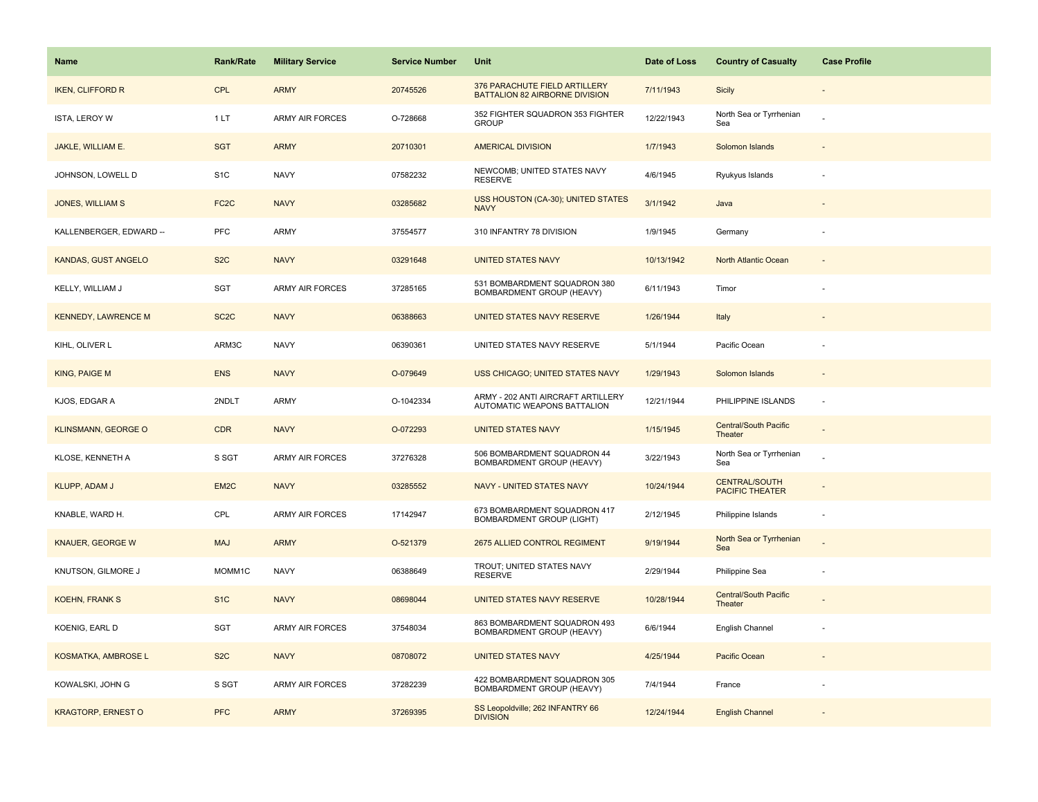| Name | Rank/Rate | Military Service | Service Number | Unit | Date of Loss | Country of Casualty | Case Profile |
|---|---|---|---|---|---|---|---|
| IKEN, CLIFFORD R | CPL | ARMY | 20745526 | 376 PARACHUTE FIELD ARTILLERY BATTALION 82 AIRBORNE DIVISION | 7/11/1943 | Sicily | - |
| ISTA, LEROY W | 1 LT | ARMY AIR FORCES | O-728668 | 352 FIGHTER SQUADRON 353 FIGHTER GROUP | 12/22/1943 | North Sea or Tyrrhenian Sea | - |
| JAKLE, WILLIAM E. | SGT | ARMY | 20710301 | AMERICAL DIVISION | 1/7/1943 | Solomon Islands | - |
| JOHNSON, LOWELL D | S1C | NAVY | 07582232 | NEWCOMB; UNITED STATES NAVY RESERVE | 4/6/1945 | Ryukyus Islands | - |
| JONES, WILLIAM S | FC2C | NAVY | 03285682 | USS HOUSTON (CA-30); UNITED STATES NAVY | 3/1/1942 | Java | - |
| KALLENBERGER, EDWARD -- | PFC | ARMY | 37554577 | 310 INFANTRY 78 DIVISION | 1/9/1945 | Germany | - |
| KANDAS, GUST ANGELO | S2C | NAVY | 03291648 | UNITED STATES NAVY | 10/13/1942 | North Atlantic Ocean | - |
| KELLY, WILLIAM J | SGT | ARMY AIR FORCES | 37285165 | 531 BOMBARDMENT SQUADRON 380 BOMBARDMENT GROUP (HEAVY) | 6/11/1943 | Timor | - |
| KENNEDY, LAWRENCE M | SC2C | NAVY | 06388663 | UNITED STATES NAVY RESERVE | 1/26/1944 | Italy | - |
| KIHL, OLIVER L | ARM3C | NAVY | 06390361 | UNITED STATES NAVY RESERVE | 5/1/1944 | Pacific Ocean | - |
| KING, PAIGE M | ENS | NAVY | O-079649 | USS CHICAGO; UNITED STATES NAVY | 1/29/1943 | Solomon Islands | - |
| KJOS, EDGAR A | 2NDLT | ARMY | O-1042334 | ARMY - 202 ANTI AIRCRAFT ARTILLERY AUTOMATIC WEAPONS BATTALION | 12/21/1944 | PHILIPPINE ISLANDS | - |
| KLINSMANN, GEORGE O | CDR | NAVY | O-072293 | UNITED STATES NAVY | 1/15/1945 | Central/South Pacific Theater | - |
| KLOSE, KENNETH A | S SGT | ARMY AIR FORCES | 37276328 | 506 BOMBARDMENT SQUADRON 44 BOMBARDMENT GROUP (HEAVY) | 3/22/1943 | North Sea or Tyrrhenian Sea | - |
| KLUPP, ADAM J | EM2C | NAVY | 03285552 | NAVY - UNITED STATES NAVY | 10/24/1944 | CENTRAL/SOUTH PACIFIC THEATER | - |
| KNABLE, WARD H. | CPL | ARMY AIR FORCES | 17142947 | 673 BOMBARDMENT SQUADRON 417 BOMBARDMENT GROUP (LIGHT) | 2/12/1945 | Philippine Islands | - |
| KNAUER, GEORGE W | MAJ | ARMY | O-521379 | 2675 ALLIED CONTROL REGIMENT | 9/19/1944 | North Sea or Tyrrhenian Sea | - |
| KNUTSON, GILMORE J | MOMM1C | NAVY | 06388649 | TROUT; UNITED STATES NAVY RESERVE | 2/29/1944 | Philippine Sea | - |
| KOEHN, FRANK S | S1C | NAVY | 08698044 | UNITED STATES NAVY RESERVE | 10/28/1944 | Central/South Pacific Theater | - |
| KOENIG, EARL D | SGT | ARMY AIR FORCES | 37548034 | 863 BOMBARDMENT SQUADRON 493 BOMBARDMENT GROUP (HEAVY) | 6/6/1944 | English Channel | - |
| KOSMATKA, AMBROSE L | S2C | NAVY | 08708072 | UNITED STATES NAVY | 4/25/1944 | Pacific Ocean | - |
| KOWALSKI, JOHN G | S SGT | ARMY AIR FORCES | 37282239 | 422 BOMBARDMENT SQUADRON 305 BOMBARDMENT GROUP (HEAVY) | 7/4/1944 | France | - |
| KRAGTORP, ERNEST O | PFC | ARMY | 37269395 | SS Leopoldville; 262 INFANTRY 66 DIVISION | 12/24/1944 | English Channel | - |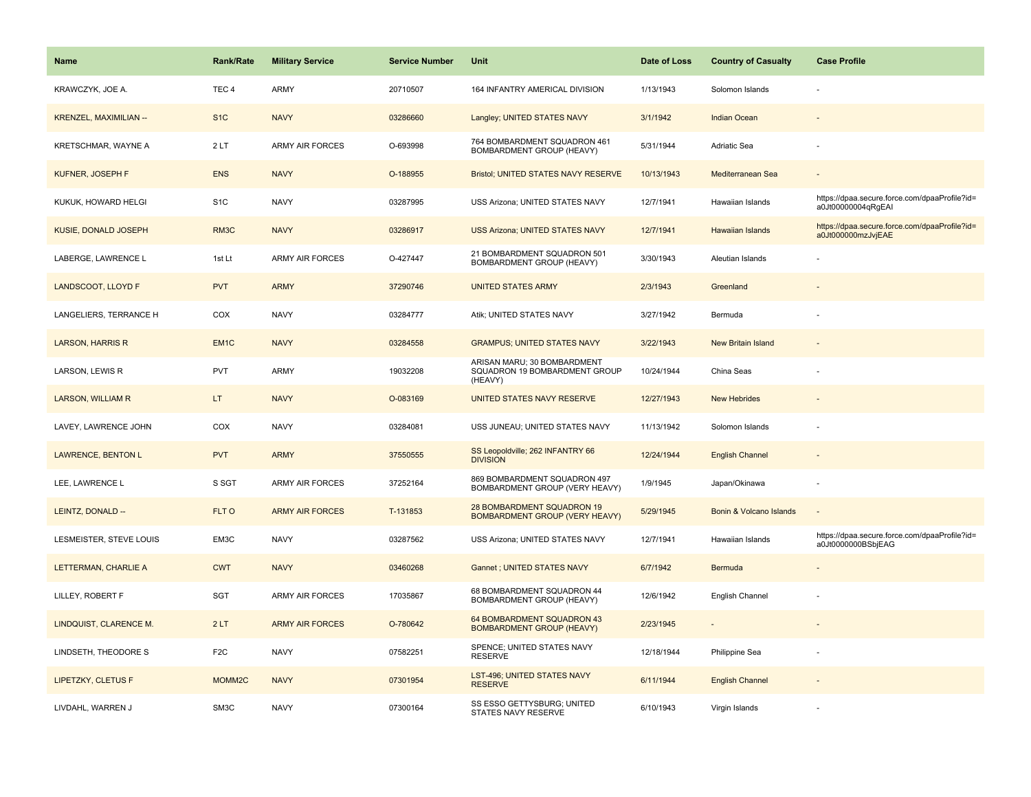| Name | Rank/Rate | Military Service | Service Number | Unit | Date of Loss | Country of Casualty | Case Profile |
| --- | --- | --- | --- | --- | --- | --- | --- |
| KRAWCZYK, JOE A. | TEC 4 | ARMY | 20710507 | 164 INFANTRY AMERICAL DIVISION | 1/13/1943 | Solomon Islands | - |
| KRENZEL, MAXIMILIAN -- | S1C | NAVY | 03286660 | Langley; UNITED STATES NAVY | 3/1/1942 | Indian Ocean | - |
| KRETSCHMAR, WAYNE A | 2 LT | ARMY AIR FORCES | O-693998 | 764 BOMBARDMENT SQUADRON 461 BOMBARDMENT GROUP (HEAVY) | 5/31/1944 | Adriatic Sea | - |
| KUFNER, JOSEPH F | ENS | NAVY | O-188955 | Bristol; UNITED STATES NAVY RESERVE | 10/13/1943 | Mediterranean Sea | - |
| KUKUK, HOWARD HELGI | S1C | NAVY | 03287995 | USS Arizona; UNITED STATES NAVY | 12/7/1941 | Hawaiian Islands | https://dpaa.secure.force.com/dpaaProfile?id=a0Jt00000004qRgEAI |
| KUSIE, DONALD JOSEPH | RM3C | NAVY | 03286917 | USS Arizona; UNITED STATES NAVY | 12/7/1941 | Hawaiian Islands | https://dpaa.secure.force.com/dpaaProfile?id=a0Jt000000mzJvjEAE |
| LABERGE, LAWRENCE L | 1st Lt | ARMY AIR FORCES | O-427447 | 21 BOMBARDMENT SQUADRON 501 BOMBARDMENT GROUP (HEAVY) | 3/30/1943 | Aleutian Islands | - |
| LANDSCOOT, LLOYD F | PVT | ARMY | 37290746 | UNITED STATES ARMY | 2/3/1943 | Greenland | - |
| LANGELIERS, TERRANCE H | COX | NAVY | 03284777 | Atik; UNITED STATES NAVY | 3/27/1942 | Bermuda | - |
| LARSON, HARRIS R | EM1C | NAVY | 03284558 | GRAMPUS; UNITED STATES NAVY | 3/22/1943 | New Britain Island | - |
| LARSON, LEWIS R | PVT | ARMY | 19032208 | ARISAN MARU; 30 BOMBARDMENT SQUADRON 19 BOMBARDMENT GROUP (HEAVY) | 10/24/1944 | China Seas | - |
| LARSON, WILLIAM R | LT | NAVY | O-083169 | UNITED STATES NAVY RESERVE | 12/27/1943 | New Hebrides | - |
| LAVEY, LAWRENCE JOHN | COX | NAVY | 03284081 | USS JUNEAU; UNITED STATES NAVY | 11/13/1942 | Solomon Islands | - |
| LAWRENCE, BENTON L | PVT | ARMY | 37550555 | SS Leopoldville; 262 INFANTRY 66 DIVISION | 12/24/1944 | English Channel | - |
| LEE, LAWRENCE L | S SGT | ARMY AIR FORCES | 37252164 | 869 BOMBARDMENT SQUADRON 497 BOMBARDMENT GROUP (VERY HEAVY) | 1/9/1945 | Japan/Okinawa | - |
| LEINTZ, DONALD -- | FLT O | ARMY AIR FORCES | T-131853 | 28 BOMBARDMENT SQUADRON 19 BOMBARDMENT GROUP (VERY HEAVY) | 5/29/1945 | Bonin & Volcano Islands | - |
| LESMEISTER, STEVE LOUIS | EM3C | NAVY | 03287562 | USS Arizona; UNITED STATES NAVY | 12/7/1941 | Hawaiian Islands | https://dpaa.secure.force.com/dpaaProfile?id=a0Jt0000000BSbjEAG |
| LETTERMAN, CHARLIE A | CWT | NAVY | 03460268 | Gannet ; UNITED STATES NAVY | 6/7/1942 | Bermuda | - |
| LILLEY, ROBERT F | SGT | ARMY AIR FORCES | 17035867 | 68 BOMBARDMENT SQUADRON 44 BOMBARDMENT GROUP (HEAVY) | 12/6/1942 | English Channel | - |
| LINDQUIST, CLARENCE M. | 2 LT | ARMY AIR FORCES | O-780642 | 64 BOMBARDMENT SQUADRON 43 BOMBARDMENT GROUP (HEAVY) | 2/23/1945 | - | - |
| LINDSETH, THEODORE S | F2C | NAVY | 07582251 | SPENCE; UNITED STATES NAVY RESERVE | 12/18/1944 | Philippine Sea | - |
| LIPETZKY, CLETUS F | MOMM2C | NAVY | 07301954 | LST-496; UNITED STATES NAVY RESERVE | 6/11/1944 | English Channel | - |
| LIVDAHL, WARREN J | SM3C | NAVY | 07300164 | SS ESSO GETTYSBURG; UNITED STATES NAVY RESERVE | 6/10/1943 | Virgin Islands | - |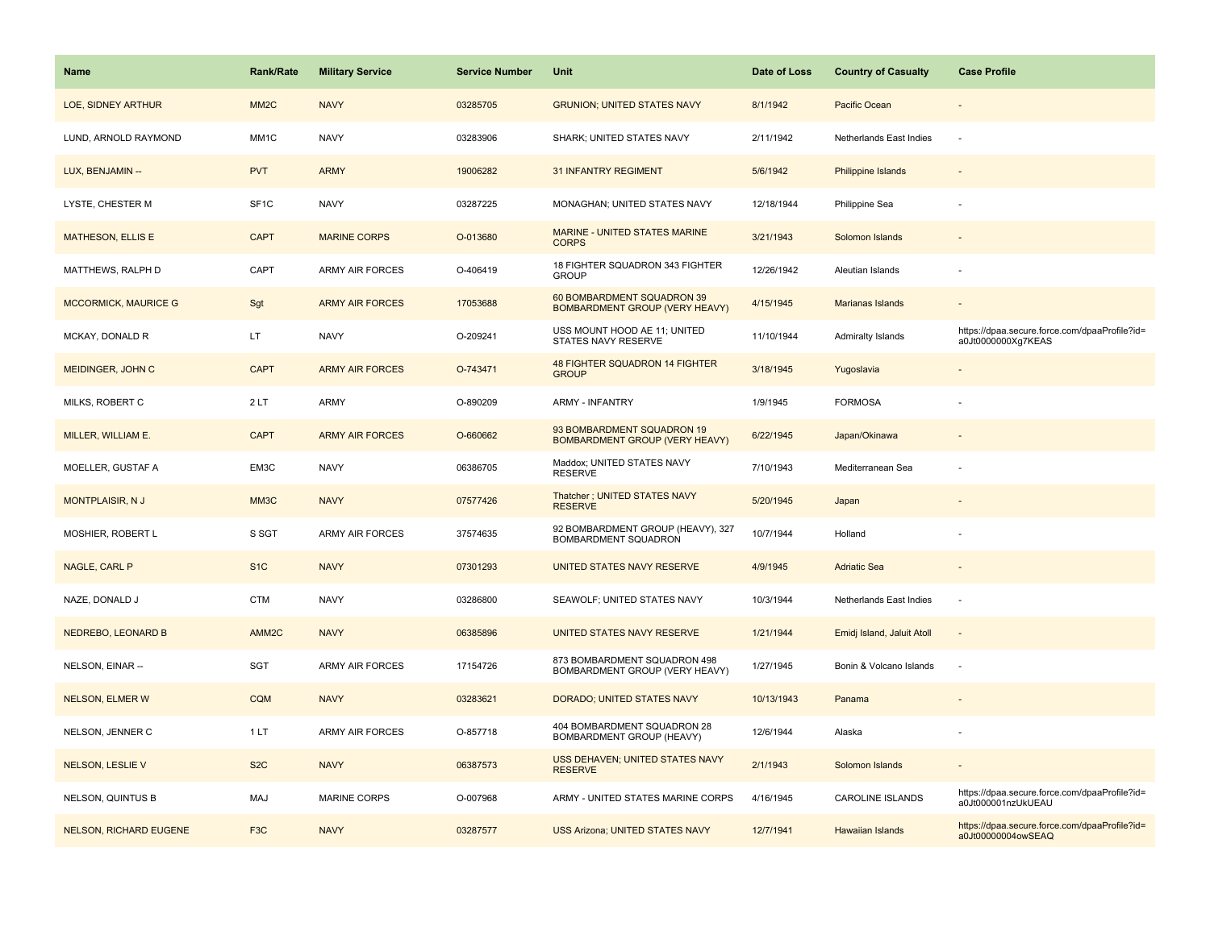| Name | Rank/Rate | Military Service | Service Number | Unit | Date of Loss | Country of Casualty | Case Profile |
|---|---|---|---|---|---|---|---|
| LOE, SIDNEY ARTHUR | MM2C | NAVY | 03285705 | GRUNION; UNITED STATES NAVY | 8/1/1942 | Pacific Ocean | - |
| LUND, ARNOLD RAYMOND | MM1C | NAVY | 03283906 | SHARK; UNITED STATES NAVY | 2/11/1942 | Netherlands East Indies | - |
| LUX, BENJAMIN -- | PVT | ARMY | 19006282 | 31 INFANTRY REGIMENT | 5/6/1942 | Philippine Islands | - |
| LYSTE, CHESTER M | SF1C | NAVY | 03287225 | MONAGHAN; UNITED STATES NAVY | 12/18/1944 | Philippine Sea | - |
| MATHESON, ELLIS E | CAPT | MARINE CORPS | O-013680 | MARINE - UNITED STATES MARINE CORPS | 3/21/1943 | Solomon Islands | - |
| MATTHEWS, RALPH D | CAPT | ARMY AIR FORCES | O-406419 | 18 FIGHTER SQUADRON 343 FIGHTER GROUP | 12/26/1942 | Aleutian Islands | - |
| MCCORMICK, MAURICE G | Sgt | ARMY AIR FORCES | 17053688 | 60 BOMBARDMENT SQUADRON 39 BOMBARDMENT GROUP (VERY HEAVY) | 4/15/1945 | Marianas Islands | - |
| MCKAY, DONALD R | LT | NAVY | O-209241 | USS MOUNT HOOD AE 11; UNITED STATES NAVY RESERVE | 11/10/1944 | Admiralty Islands | https://dpaa.secure.force.com/dpaaProfile?id=a0Jt0000000Xg7KEAS |
| MEIDINGER, JOHN C | CAPT | ARMY AIR FORCES | O-743471 | 48 FIGHTER SQUADRON 14 FIGHTER GROUP | 3/18/1945 | Yugoslavia | - |
| MILKS, ROBERT C | 2 LT | ARMY | O-890209 | ARMY - INFANTRY | 1/9/1945 | FORMOSA | - |
| MILLER, WILLIAM E. | CAPT | ARMY AIR FORCES | O-660662 | 93 BOMBARDMENT SQUADRON 19 BOMBARDMENT GROUP (VERY HEAVY) | 6/22/1945 | Japan/Okinawa | - |
| MOELLER, GUSTAF A | EM3C | NAVY | 06386705 | Maddox; UNITED STATES NAVY RESERVE | 7/10/1943 | Mediterranean Sea | - |
| MONTPLAISIR, N J | MM3C | NAVY | 07577426 | Thatcher ; UNITED STATES NAVY RESERVE | 5/20/1945 | Japan | - |
| MOSHIER, ROBERT L | S SGT | ARMY AIR FORCES | 37574635 | 92 BOMBARDMENT GROUP (HEAVY), 327 BOMBARDMENT SQUADRON | 10/7/1944 | Holland | - |
| NAGLE, CARL P | S1C | NAVY | 07301293 | UNITED STATES NAVY RESERVE | 4/9/1945 | Adriatic Sea | - |
| NAZE, DONALD J | CTM | NAVY | 03286800 | SEAWOLF; UNITED STATES NAVY | 10/3/1944 | Netherlands East Indies | - |
| NEDREBO, LEONARD B | AMM2C | NAVY | 06385896 | UNITED STATES NAVY RESERVE | 1/21/1944 | Emidj Island, Jaluit Atoll | - |
| NELSON, EINAR -- | SGT | ARMY AIR FORCES | 17154726 | 873 BOMBARDMENT SQUADRON 498 BOMBARDMENT GROUP (VERY HEAVY) | 1/27/1945 | Bonin & Volcano Islands | - |
| NELSON, ELMER W | CQM | NAVY | 03283621 | DORADO; UNITED STATES NAVY | 10/13/1943 | Panama | - |
| NELSON, JENNER C | 1 LT | ARMY AIR FORCES | O-857718 | 404 BOMBARDMENT SQUADRON 28 BOMBARDMENT GROUP (HEAVY) | 12/6/1944 | Alaska | - |
| NELSON, LESLIE V | S2C | NAVY | 06387573 | USS DEHAVEN; UNITED STATES NAVY RESERVE | 2/1/1943 | Solomon Islands | - |
| NELSON, QUINTUS B | MAJ | MARINE CORPS | O-007968 | ARMY - UNITED STATES MARINE CORPS | 4/16/1945 | CAROLINE ISLANDS | https://dpaa.secure.force.com/dpaaProfile?id=a0Jt000001nzUkUEAU |
| NELSON, RICHARD EUGENE | F3C | NAVY | 03287577 | USS Arizona; UNITED STATES NAVY | 12/7/1941 | Hawaiian Islands | https://dpaa.secure.force.com/dpaaProfile?id=a0Jt00000004owSEAQ |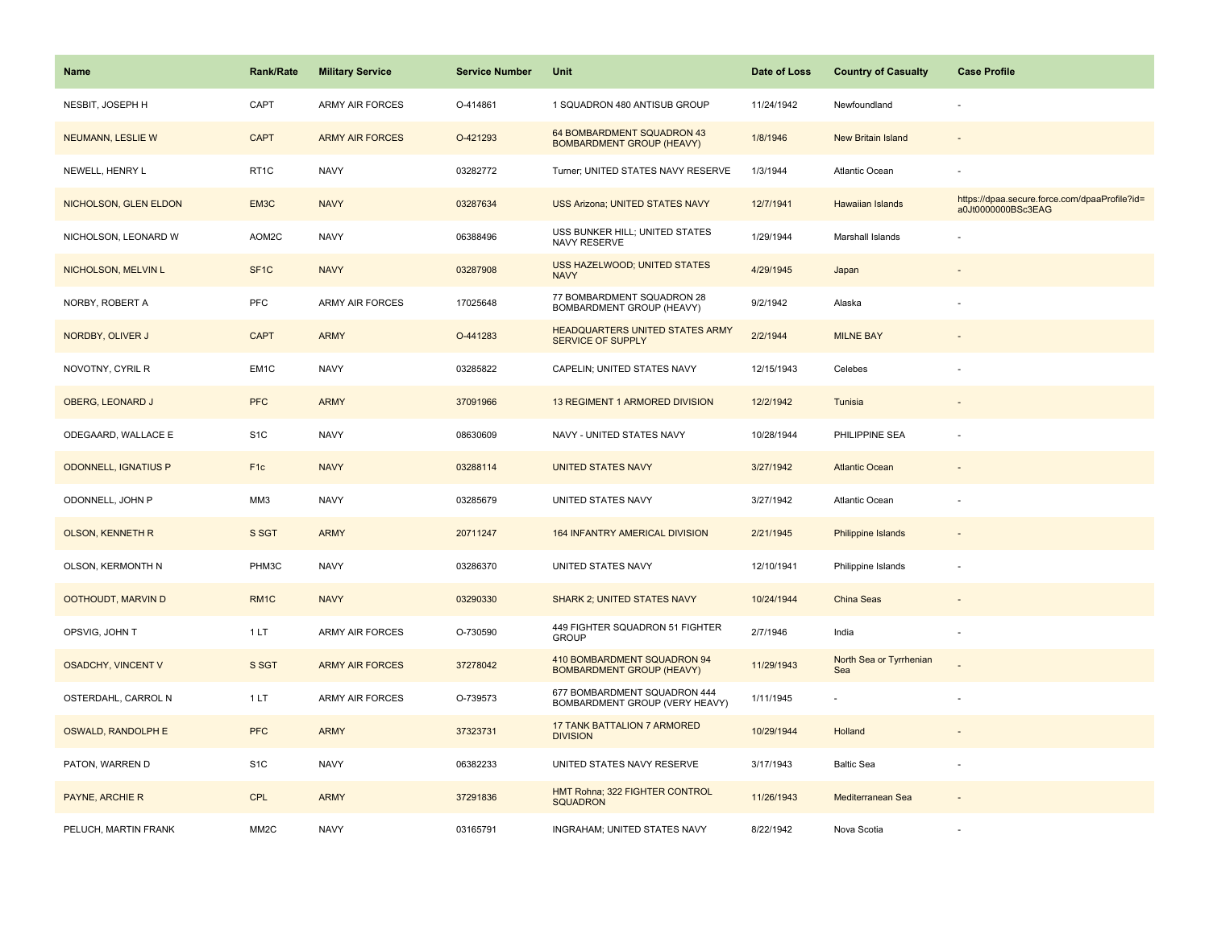| Name | Rank/Rate | Military Service | Service Number | Unit | Date of Loss | Country of Casualty | Case Profile |
|---|---|---|---|---|---|---|---|
| NESBIT, JOSEPH H | CAPT | ARMY AIR FORCES | O-414861 | 1 SQUADRON 480 ANTISUB GROUP | 11/24/1942 | Newfoundland | - |
| NEUMANN, LESLIE W | CAPT | ARMY AIR FORCES | O-421293 | 64 BOMBARDMENT SQUADRON 43 BOMBARDMENT GROUP (HEAVY) | 1/8/1946 | New Britain Island | - |
| NEWELL, HENRY L | RT1C | NAVY | 03282772 | Turner; UNITED STATES NAVY RESERVE | 1/3/1944 | Atlantic Ocean | - |
| NICHOLSON, GLEN ELDON | EM3C | NAVY | 03287634 | USS Arizona; UNITED STATES NAVY | 12/7/1941 | Hawaiian Islands | https://dpaa.secure.force.com/dpaaProfile?id=a0Jt0000000BSc3EAG |
| NICHOLSON, LEONARD W | AOM2C | NAVY | 06388496 | USS BUNKER HILL; UNITED STATES NAVY RESERVE | 1/29/1944 | Marshall Islands | - |
| NICHOLSON, MELVIN L | SF1C | NAVY | 03287908 | USS HAZELWOOD; UNITED STATES NAVY | 4/29/1945 | Japan | - |
| NORBY, ROBERT A | PFC | ARMY AIR FORCES | 17025648 | 77 BOMBARDMENT SQUADRON 28 BOMBARDMENT GROUP (HEAVY) | 9/2/1942 | Alaska | - |
| NORDBY, OLIVER J | CAPT | ARMY | O-441283 | HEADQUARTERS UNITED STATES ARMY SERVICE OF SUPPLY | 2/2/1944 | MILNE BAY | - |
| NOVOTNY, CYRIL R | EM1C | NAVY | 03285822 | CAPELIN; UNITED STATES NAVY | 12/15/1943 | Celebes | - |
| OBERG, LEONARD J | PFC | ARMY | 37091966 | 13 REGIMENT 1 ARMORED DIVISION | 12/2/1942 | Tunisia | - |
| ODEGAARD, WALLACE E | S1C | NAVY | 08630609 | NAVY - UNITED STATES NAVY | 10/28/1944 | PHILIPPINE SEA | - |
| ODONNELL, IGNATIUS P | F1c | NAVY | 03288114 | UNITED STATES NAVY | 3/27/1942 | Atlantic Ocean | - |
| ODONNELL, JOHN P | MM3 | NAVY | 03285679 | UNITED STATES NAVY | 3/27/1942 | Atlantic Ocean | - |
| OLSON, KENNETH R | S SGT | ARMY | 20711247 | 164 INFANTRY AMERICAL DIVISION | 2/21/1945 | Philippine Islands | - |
| OLSON, KERMONTH N | PHM3C | NAVY | 03286370 | UNITED STATES NAVY | 12/10/1941 | Philippine Islands | - |
| OOTHOUDT, MARVIN D | RM1C | NAVY | 03290330 | SHARK 2; UNITED STATES NAVY | 10/24/1944 | China Seas | - |
| OPSVIG, JOHN T | 1 LT | ARMY AIR FORCES | O-730590 | 449 FIGHTER SQUADRON 51 FIGHTER GROUP | 2/7/1946 | India | - |
| OSADCHY, VINCENT V | S SGT | ARMY AIR FORCES | 37278042 | 410 BOMBARDMENT SQUADRON 94 BOMBARDMENT GROUP (HEAVY) | 11/29/1943 | North Sea or Tyrrhenian Sea | - |
| OSTERDAHL, CARROL N | 1 LT | ARMY AIR FORCES | O-739573 | 677 BOMBARDMENT SQUADRON 444 BOMBARDMENT GROUP (VERY HEAVY) | 1/11/1945 | - | - |
| OSWALD, RANDOLPH E | PFC | ARMY | 37323731 | 17 TANK BATTALION 7 ARMORED DIVISION | 10/29/1944 | Holland | - |
| PATON, WARREN D | S1C | NAVY | 06382233 | UNITED STATES NAVY RESERVE | 3/17/1943 | Baltic Sea | - |
| PAYNE, ARCHIE R | CPL | ARMY | 37291836 | HMT Rohna; 322 FIGHTER CONTROL SQUADRON | 11/26/1943 | Mediterranean Sea | - |
| PELUCH, MARTIN FRANK | MM2C | NAVY | 03165791 | INGRAHAM; UNITED STATES NAVY | 8/22/1942 | Nova Scotia | - |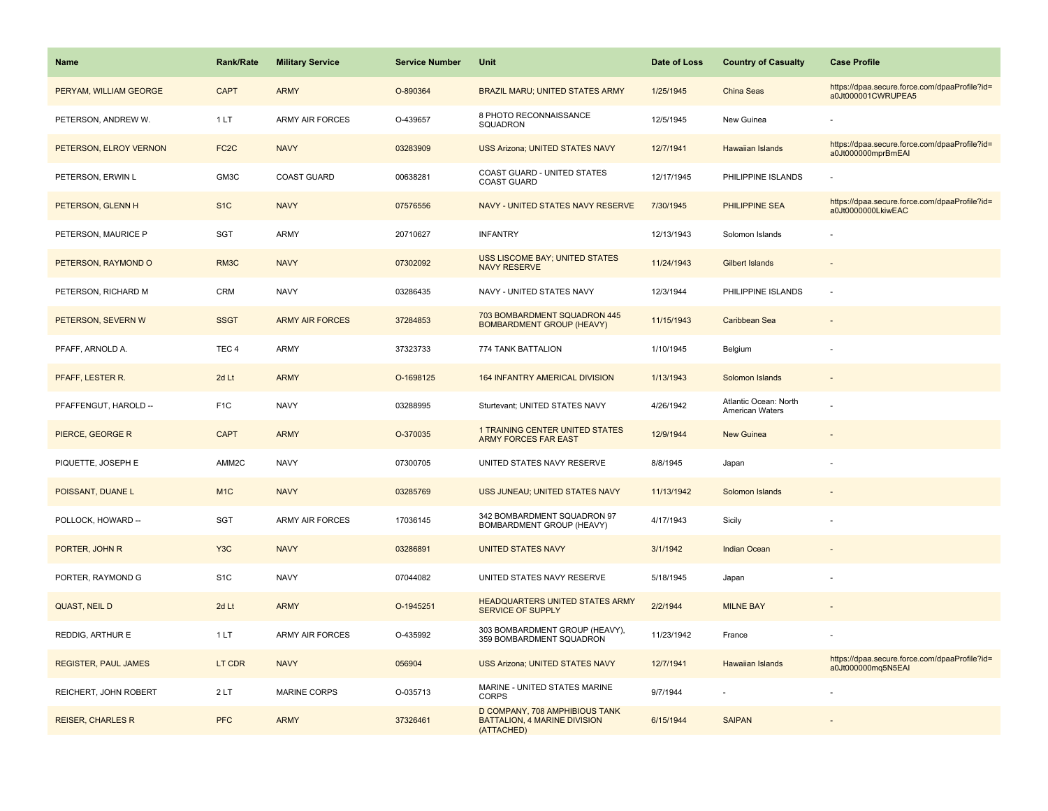| Name | Rank/Rate | Military Service | Service Number | Unit | Date of Loss | Country of Casualty | Case Profile |
|---|---|---|---|---|---|---|---|
| PERYAM, WILLIAM GEORGE | CAPT | ARMY | O-890364 | BRAZIL MARU; UNITED STATES ARMY | 1/25/1945 | China Seas | https://dpaa.secure.force.com/dpaaProfile?id=a0Jt000001CWRUPEA5 |
| PETERSON, ANDREW W. | 1 LT | ARMY AIR FORCES | O-439657 | 8 PHOTO RECONNAISSANCE SQUADRON | 12/5/1945 | New Guinea | - |
| PETERSON, ELROY VERNON | FC2C | NAVY | 03283909 | USS Arizona; UNITED STATES NAVY | 12/7/1941 | Hawaiian Islands | https://dpaa.secure.force.com/dpaaProfile?id=a0Jt000000mprBmEAI |
| PETERSON, ERWIN L | GM3C | COAST GUARD | 00638281 | COAST GUARD - UNITED STATES COAST GUARD | 12/17/1945 | PHILIPPINE ISLANDS | - |
| PETERSON, GLENN H | S1C | NAVY | 07576556 | NAVY - UNITED STATES NAVY RESERVE | 7/30/1945 | PHILIPPINE SEA | https://dpaa.secure.force.com/dpaaProfile?id=a0Jt0000000LkiwEAC |
| PETERSON, MAURICE P | SGT | ARMY | 20710627 | INFANTRY | 12/13/1943 | Solomon Islands | - |
| PETERSON, RAYMOND O | RM3C | NAVY | 07302092 | USS LISCOME BAY; UNITED STATES NAVY RESERVE | 11/24/1943 | Gilbert Islands | - |
| PETERSON, RICHARD M | CRM | NAVY | 03286435 | NAVY - UNITED STATES NAVY | 12/3/1944 | PHILIPPINE ISLANDS | - |
| PETERSON, SEVERN W | SSGT | ARMY AIR FORCES | 37284853 | 703 BOMBARDMENT SQUADRON 445 BOMBARDMENT GROUP (HEAVY) | 11/15/1943 | Caribbean Sea | - |
| PFAFF, ARNOLD A. | TEC 4 | ARMY | 37323733 | 774 TANK BATTALION | 1/10/1945 | Belgium | - |
| PFAFF, LESTER R. | 2d Lt | ARMY | O-1698125 | 164 INFANTRY AMERICAL DIVISION | 1/13/1943 | Solomon Islands | - |
| PFAFFENGUT, HAROLD -- | F1C | NAVY | 03288995 | Sturtevant; UNITED STATES NAVY | 4/26/1942 | Atlantic Ocean: North American Waters | - |
| PIERCE, GEORGE R | CAPT | ARMY | O-370035 | 1 TRAINING CENTER UNITED STATES ARMY FORCES FAR EAST | 12/9/1944 | New Guinea | - |
| PIQUETTE, JOSEPH E | AMM2C | NAVY | 07300705 | UNITED STATES NAVY RESERVE | 8/8/1945 | Japan | - |
| POISSANT, DUANE L | M1C | NAVY | 03285769 | USS JUNEAU; UNITED STATES NAVY | 11/13/1942 | Solomon Islands | - |
| POLLOCK, HOWARD -- | SGT | ARMY AIR FORCES | 17036145 | 342 BOMBARDMENT SQUADRON 97 BOMBARDMENT GROUP (HEAVY) | 4/17/1943 | Sicily | - |
| PORTER, JOHN R | Y3C | NAVY | 03286891 | UNITED STATES NAVY | 3/1/1942 | Indian Ocean | - |
| PORTER, RAYMOND G | S1C | NAVY | 07044082 | UNITED STATES NAVY RESERVE | 5/18/1945 | Japan | - |
| QUAST, NEIL D | 2d Lt | ARMY | O-1945251 | HEADQUARTERS UNITED STATES ARMY SERVICE OF SUPPLY | 2/2/1944 | MILNE BAY | - |
| REDDIG, ARTHUR E | 1 LT | ARMY AIR FORCES | O-435992 | 303 BOMBARDMENT GROUP (HEAVY), 359 BOMBARDMENT SQUADRON | 11/23/1942 | France | - |
| REGISTER, PAUL JAMES | LT CDR | NAVY | 056904 | USS Arizona; UNITED STATES NAVY | 12/7/1941 | Hawaiian Islands | https://dpaa.secure.force.com/dpaaProfile?id=a0Jt000000mq5N5EAI |
| REICHERT, JOHN ROBERT | 2 LT | MARINE CORPS | O-035713 | MARINE - UNITED STATES MARINE CORPS | 9/7/1944 | - | - |
| REISER, CHARLES R | PFC | ARMY | 37326461 | D COMPANY, 708 AMPHIBIOUS TANK BATTALION, 4 MARINE DIVISION (ATTACHED) | 6/15/1944 | SAIPAN | - |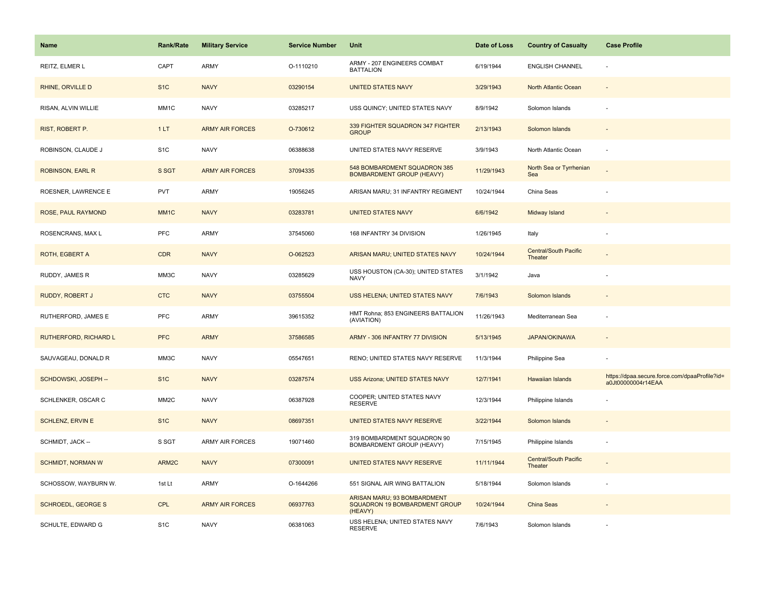| Name | Rank/Rate | Military Service | Service Number | Unit | Date of Loss | Country of Casualty | Case Profile |
|---|---|---|---|---|---|---|---|
| REITZ, ELMER L | CAPT | ARMY | O-1110210 | ARMY - 207 ENGINEERS COMBAT BATTALION | 6/19/1944 | ENGLISH CHANNEL | - |
| RHINE, ORVILLE D | S1C | NAVY | 03290154 | UNITED STATES NAVY | 3/29/1943 | North Atlantic Ocean | - |
| RISAN, ALVIN WILLIE | MM1C | NAVY | 03285217 | USS QUINCY; UNITED STATES NAVY | 8/9/1942 | Solomon Islands | - |
| RIST, ROBERT P. | 1 LT | ARMY AIR FORCES | O-730612 | 339 FIGHTER SQUADRON 347 FIGHTER GROUP | 2/13/1943 | Solomon Islands | - |
| ROBINSON, CLAUDE J | S1C | NAVY | 06388638 | UNITED STATES NAVY RESERVE | 3/9/1943 | North Atlantic Ocean | - |
| ROBINSON, EARL R | S SGT | ARMY AIR FORCES | 37094335 | 548 BOMBARDMENT SQUADRON 385 BOMBARDMENT GROUP (HEAVY) | 11/29/1943 | North Sea or Tyrrhenian Sea | - |
| ROESNER, LAWRENCE E | PVT | ARMY | 19056245 | ARISAN MARU; 31 INFANTRY REGIMENT | 10/24/1944 | China Seas | - |
| ROSE, PAUL RAYMOND | MM1C | NAVY | 03283781 | UNITED STATES NAVY | 6/6/1942 | Midway Island | - |
| ROSENCRANS, MAX L | PFC | ARMY | 37545060 | 168 INFANTRY 34 DIVISION | 1/26/1945 | Italy | - |
| ROTH, EGBERT A | CDR | NAVY | O-062523 | ARISAN MARU; UNITED STATES NAVY | 10/24/1944 | Central/South Pacific Theater | - |
| RUDDY, JAMES R | MM3C | NAVY | 03285629 | USS HOUSTON (CA-30); UNITED STATES NAVY | 3/1/1942 | Java | - |
| RUDDY, ROBERT J | CTC | NAVY | 03755504 | USS HELENA; UNITED STATES NAVY | 7/6/1943 | Solomon Islands | - |
| RUTHERFORD, JAMES E | PFC | ARMY | 39615352 | HMT Rohna; 853 ENGINEERS BATTALION (AVIATION) | 11/26/1943 | Mediterranean Sea | - |
| RUTHERFORD, RICHARD L | PFC | ARMY | 37586585 | ARMY - 306 INFANTRY 77 DIVISION | 5/13/1945 | JAPAN/OKINAWA | - |
| SAUVAGEAU, DONALD R | MM3C | NAVY | 05547651 | RENO; UNITED STATES NAVY RESERVE | 11/3/1944 | Philippine Sea | - |
| SCHDOWSKI, JOSEPH -- | S1C | NAVY | 03287574 | USS Arizona; UNITED STATES NAVY | 12/7/1941 | Hawaiian Islands | https://dpaa.secure.force.com/dpaaProfile?id=a0Jt00000004r14EAA |
| SCHLENKER, OSCAR C | MM2C | NAVY | 06387928 | COOPER; UNITED STATES NAVY RESERVE | 12/3/1944 | Philippine Islands | - |
| SCHLENZ, ERVIN E | S1C | NAVY | 08697351 | UNITED STATES NAVY RESERVE | 3/22/1944 | Solomon Islands | - |
| SCHMIDT, JACK -- | S SGT | ARMY AIR FORCES | 19071460 | 319 BOMBARDMENT SQUADRON 90 BOMBARDMENT GROUP (HEAVY) | 7/15/1945 | Philippine Islands | - |
| SCHMIDT, NORMAN W | ARM2C | NAVY | 07300091 | UNITED STATES NAVY RESERVE | 11/11/1944 | Central/South Pacific Theater | - |
| SCHOSSOW, WAYBURN W. | 1st Lt | ARMY | O-1644266 | 551 SIGNAL AIR WING BATTALION | 5/18/1944 | Solomon Islands | - |
| SCHROEDL, GEORGE S | CPL | ARMY AIR FORCES | 06937763 | ARISAN MARU; 93 BOMBARDMENT SQUADRON 19 BOMBARDMENT GROUP (HEAVY) | 10/24/1944 | China Seas | - |
| SCHULTE, EDWARD G | S1C | NAVY | 06381063 | USS HELENA; UNITED STATES NAVY RESERVE | 7/6/1943 | Solomon Islands | - |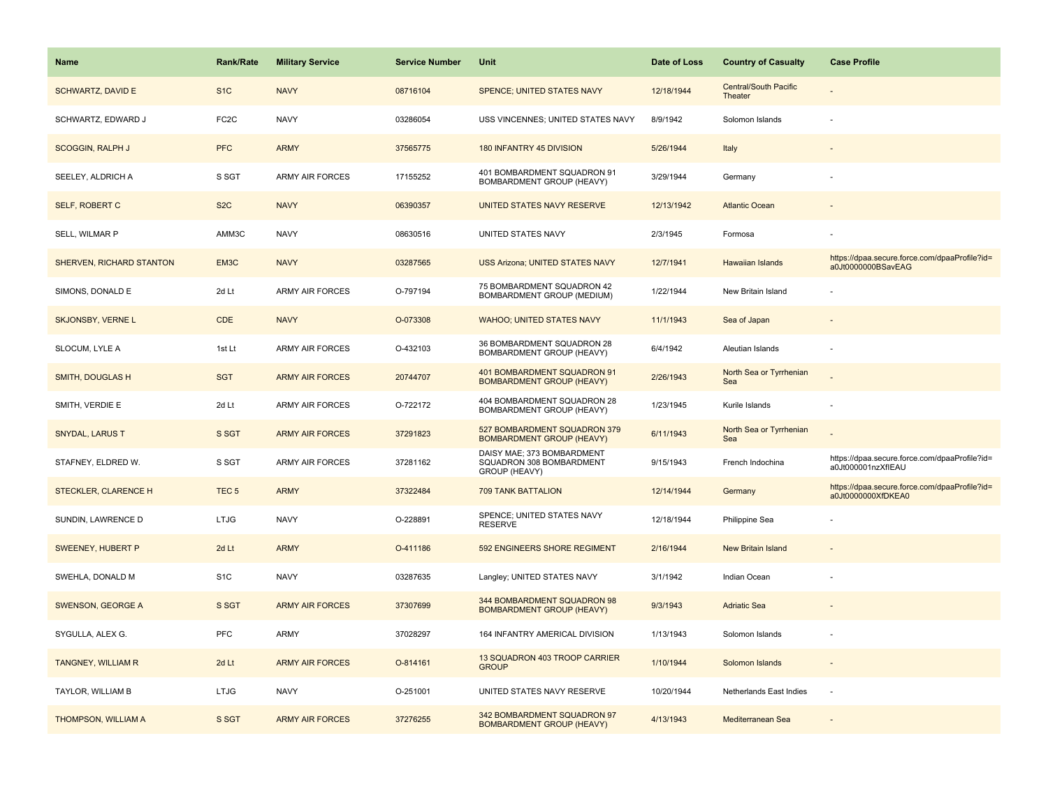| Name | Rank/Rate | Military Service | Service Number | Unit | Date of Loss | Country of Casualty | Case Profile |
|---|---|---|---|---|---|---|---|
| SCHWARTZ, DAVID E | S1C | NAVY | 08716104 | SPENCE; UNITED STATES NAVY | 12/18/1944 | Central/South Pacific Theater | - |
| SCHWARTZ, EDWARD J | FC2C | NAVY | 03286054 | USS VINCENNES; UNITED STATES NAVY | 8/9/1942 | Solomon Islands | - |
| SCOGGIN, RALPH J | PFC | ARMY | 37565775 | 180 INFANTRY 45 DIVISION | 5/26/1944 | Italy | - |
| SEELEY, ALDRICH A | S SGT | ARMY AIR FORCES | 17155252 | 401 BOMBARDMENT SQUADRON 91 BOMBARDMENT GROUP (HEAVY) | 3/29/1944 | Germany | - |
| SELF, ROBERT C | S2C | NAVY | 06390357 | UNITED STATES NAVY RESERVE | 12/13/1942 | Atlantic Ocean | - |
| SELL, WILMAR P | AMM3C | NAVY | 08630516 | UNITED STATES NAVY | 2/3/1945 | Formosa | - |
| SHERVEN, RICHARD STANTON | EM3C | NAVY | 03287565 | USS Arizona; UNITED STATES NAVY | 12/7/1941 | Hawaiian Islands | https://dpaa.secure.force.com/dpaaProfile?id=a0Jt0000000BSavEAG |
| SIMONS, DONALD E | 2d Lt | ARMY AIR FORCES | O-797194 | 75 BOMBARDMENT SQUADRON 42 BOMBARDMENT GROUP (MEDIUM) | 1/22/1944 | New Britain Island | - |
| SKJONSBY, VERNE L | CDE | NAVY | O-073308 | WAHOO; UNITED STATES NAVY | 11/1/1943 | Sea of Japan | - |
| SLOCUM, LYLE A | 1st Lt | ARMY AIR FORCES | O-432103 | 36 BOMBARDMENT SQUADRON 28 BOMBARDMENT GROUP (HEAVY) | 6/4/1942 | Aleutian Islands | - |
| SMITH, DOUGLAS H | SGT | ARMY AIR FORCES | 20744707 | 401 BOMBARDMENT SQUADRON 91 BOMBARDMENT GROUP (HEAVY) | 2/26/1943 | North Sea or Tyrrhenian Sea | - |
| SMITH, VERDIE E | 2d Lt | ARMY AIR FORCES | O-722172 | 404 BOMBARDMENT SQUADRON 28 BOMBARDMENT GROUP (HEAVY) | 1/23/1945 | Kurile Islands | - |
| SNYDAL, LARUS T | S SGT | ARMY AIR FORCES | 37291823 | 527 BOMBARDMENT SQUADRON 379 BOMBARDMENT GROUP (HEAVY) | 6/11/1943 | North Sea or Tyrrhenian Sea | - |
| STAFNEY, ELDRED W. | S SGT | ARMY AIR FORCES | 37281162 | DAISY MAE; 373 BOMBARDMENT SQUADRON 308 BOMBARDMENT GROUP (HEAVY) | 9/15/1943 | French Indochina | https://dpaa.secure.force.com/dpaaProfile?id=a0Jt000001nzXfIEAU |
| STECKLER, CLARENCE H | TEC 5 | ARMY | 37322484 | 709 TANK BATTALION | 12/14/1944 | Germany | https://dpaa.secure.force.com/dpaaProfile?id=a0Jt0000000XfDKEA0 |
| SUNDIN, LAWRENCE D | LTJG | NAVY | O-228891 | SPENCE; UNITED STATES NAVY RESERVE | 12/18/1944 | Philippine Sea | - |
| SWEENEY, HUBERT P | 2d Lt | ARMY | O-411186 | 592 ENGINEERS SHORE REGIMENT | 2/16/1944 | New Britain Island | - |
| SWEHLA, DONALD M | S1C | NAVY | 03287635 | Langley; UNITED STATES NAVY | 3/1/1942 | Indian Ocean | - |
| SWENSON, GEORGE A | S SGT | ARMY AIR FORCES | 37307699 | 344 BOMBARDMENT SQUADRON 98 BOMBARDMENT GROUP (HEAVY) | 9/3/1943 | Adriatic Sea | - |
| SYGULLA, ALEX G. | PFC | ARMY | 37028297 | 164 INFANTRY AMERICAL DIVISION | 1/13/1943 | Solomon Islands | - |
| TANGNEY, WILLIAM R | 2d Lt | ARMY AIR FORCES | O-814161 | 13 SQUADRON 403 TROOP CARRIER GROUP | 1/10/1944 | Solomon Islands | - |
| TAYLOR, WILLIAM B | LTJG | NAVY | O-251001 | UNITED STATES NAVY RESERVE | 10/20/1944 | Netherlands East Indies | - |
| THOMPSON, WILLIAM A | S SGT | ARMY AIR FORCES | 37276255 | 342 BOMBARDMENT SQUADRON 97 BOMBARDMENT GROUP (HEAVY) | 4/13/1943 | Mediterranean Sea | - |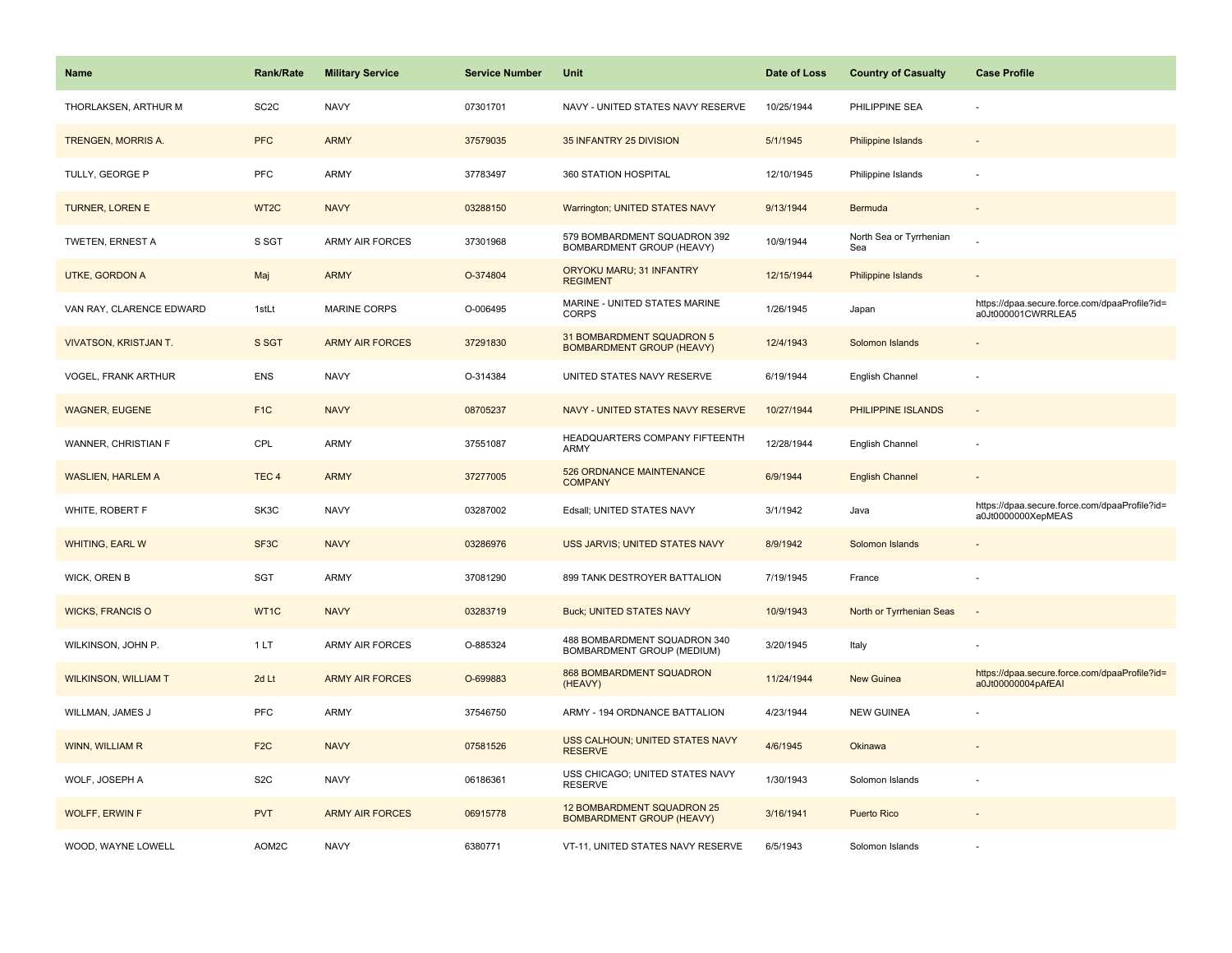| Name | Rank/Rate | Military Service | Service Number | Unit | Date of Loss | Country of Casualty | Case Profile |
| --- | --- | --- | --- | --- | --- | --- | --- |
| THORLAKSEN, ARTHUR M | SC2C | NAVY | 07301701 | NAVY - UNITED STATES NAVY RESERVE | 10/25/1944 | PHILIPPINE SEA | - |
| TRENGEN, MORRIS A. | PFC | ARMY | 37579035 | 35 INFANTRY 25 DIVISION | 5/1/1945 | Philippine Islands | - |
| TULLY, GEORGE P | PFC | ARMY | 37783497 | 360 STATION HOSPITAL | 12/10/1945 | Philippine Islands | - |
| TURNER, LOREN E | WT2C | NAVY | 03288150 | Warrington; UNITED STATES NAVY | 9/13/1944 | Bermuda | - |
| TWETEN, ERNEST A | S SGT | ARMY AIR FORCES | 37301968 | 579 BOMBARDMENT SQUADRON 392 BOMBARDMENT GROUP (HEAVY) | 10/9/1944 | North Sea or Tyrrhenian Sea | - |
| UTKE, GORDON A | Maj | ARMY | O-374804 | ORYOKU MARU; 31 INFANTRY REGIMENT | 12/15/1944 | Philippine Islands | - |
| VAN RAY, CLARENCE EDWARD | 1stLt | MARINE CORPS | O-006495 | MARINE - UNITED STATES MARINE CORPS | 1/26/1945 | Japan | https://dpaa.secure.force.com/dpaaProfile?id=a0Jt000001CWRRLEA5 |
| VIVATSON, KRISTJAN T. | S SGT | ARMY AIR FORCES | 37291830 | 31 BOMBARDMENT SQUADRON 5 BOMBARDMENT GROUP (HEAVY) | 12/4/1943 | Solomon Islands | - |
| VOGEL, FRANK ARTHUR | ENS | NAVY | O-314384 | UNITED STATES NAVY RESERVE | 6/19/1944 | English Channel | - |
| WAGNER, EUGENE | F1C | NAVY | 08705237 | NAVY - UNITED STATES NAVY RESERVE | 10/27/1944 | PHILIPPINE ISLANDS | - |
| WANNER, CHRISTIAN F | CPL | ARMY | 37551087 | HEADQUARTERS COMPANY FIFTEENTH ARMY | 12/28/1944 | English Channel | - |
| WASLIEN, HARLEM A | TEC 4 | ARMY | 37277005 | 526 ORDNANCE MAINTENANCE COMPANY | 6/9/1944 | English Channel | - |
| WHITE, ROBERT F | SK3C | NAVY | 03287002 | Edsall; UNITED STATES NAVY | 3/1/1942 | Java | https://dpaa.secure.force.com/dpaaProfile?id=a0Jt0000000XepMEAS |
| WHITING, EARL W | SF3C | NAVY | 03286976 | USS JARVIS; UNITED STATES NAVY | 8/9/1942 | Solomon Islands | - |
| WICK, OREN B | SGT | ARMY | 37081290 | 899 TANK DESTROYER BATTALION | 7/19/1945 | France | - |
| WICKS, FRANCIS O | WT1C | NAVY | 03283719 | Buck; UNITED STATES NAVY | 10/9/1943 | North or Tyrrhenian Seas | - |
| WILKINSON, JOHN P. | 1 LT | ARMY AIR FORCES | O-885324 | 488 BOMBARDMENT SQUADRON 340 BOMBARDMENT GROUP (MEDIUM) | 3/20/1945 | Italy | - |
| WILKINSON, WILLIAM T | 2d Lt | ARMY AIR FORCES | O-699883 | 868 BOMBARDMENT SQUADRON (HEAVY) | 11/24/1944 | New Guinea | https://dpaa.secure.force.com/dpaaProfile?id=a0Jt00000004pAfEAI |
| WILLMAN, JAMES J | PFC | ARMY | 37546750 | ARMY - 194 ORDNANCE BATTALION | 4/23/1944 | NEW GUINEA | - |
| WINN, WILLIAM R | F2C | NAVY | 07581526 | USS CALHOUN; UNITED STATES NAVY RESERVE | 4/6/1945 | Okinawa | - |
| WOLF, JOSEPH A | S2C | NAVY | 06186361 | USS CHICAGO; UNITED STATES NAVY RESERVE | 1/30/1943 | Solomon Islands | - |
| WOLFF, ERWIN F | PVT | ARMY AIR FORCES | 06915778 | 12 BOMBARDMENT SQUADRON 25 BOMBARDMENT GROUP (HEAVY) | 3/16/1941 | Puerto Rico | - |
| WOOD, WAYNE LOWELL | AOM2C | NAVY | 6380771 | VT-11, UNITED STATES NAVY RESERVE | 6/5/1943 | Solomon Islands | - |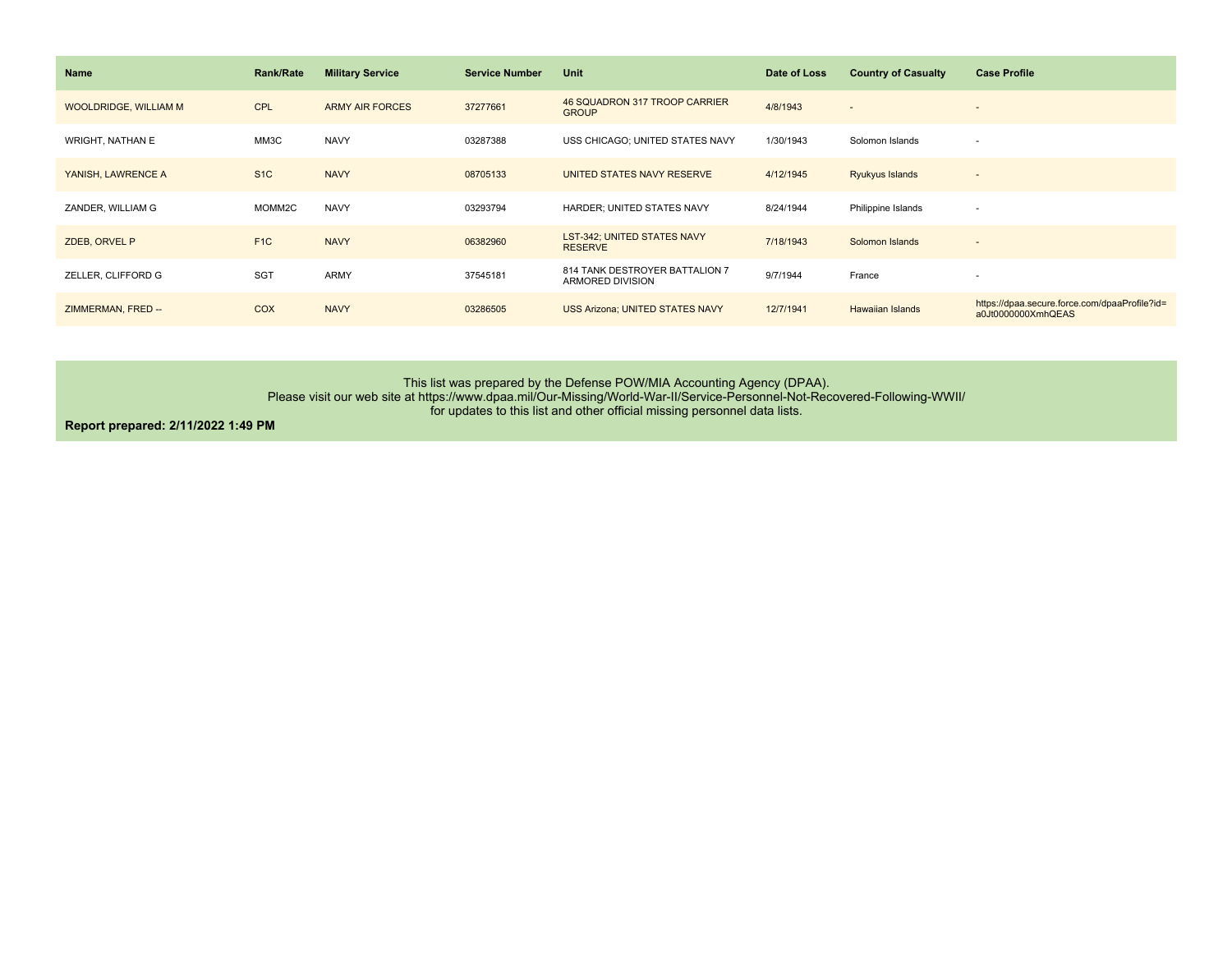| Name | Rank/Rate | Military Service | Service Number | Unit | Date of Loss | Country of Casualty | Case Profile |
| --- | --- | --- | --- | --- | --- | --- | --- |
| WOOLDRIDGE, WILLIAM M | CPL | ARMY AIR FORCES | 37277661 | 46 SQUADRON 317 TROOP CARRIER GROUP | 4/8/1943 | - | - |
| WRIGHT, NATHAN E | MM3C | NAVY | 03287388 | USS CHICAGO; UNITED STATES NAVY | 1/30/1943 | Solomon Islands | - |
| YANISH, LAWRENCE A | S1C | NAVY | 08705133 | UNITED STATES NAVY RESERVE | 4/12/1945 | Ryukyus Islands | - |
| ZANDER, WILLIAM G | MOMM2C | NAVY | 03293794 | HARDER; UNITED STATES NAVY | 8/24/1944 | Philippine Islands | - |
| ZDEB, ORVEL P | F1C | NAVY | 06382960 | LST-342; UNITED STATES NAVY RESERVE | 7/18/1943 | Solomon Islands | - |
| ZELLER, CLIFFORD G | SGT | ARMY | 37545181 | 814 TANK DESTROYER BATTALION 7 ARMORED DIVISION | 9/7/1944 | France | - |
| ZIMMERMAN, FRED -- | COX | NAVY | 03286505 | USS Arizona; UNITED STATES NAVY | 12/7/1941 | Hawaiian Islands | https://dpaa.secure.force.com/dpaaProfile?id=a0Jt0000000XmhQEAS |

This list was prepared by the Defense POW/MIA Accounting Agency (DPAA).
Please visit our web site at https://www.dpaa.mil/Our-Missing/World-War-II/Service-Personnel-Not-Recovered-Following-WWII/
for updates to this list and other official missing personnel data lists.

**Report prepared: 2/11/2022 1:49 PM**